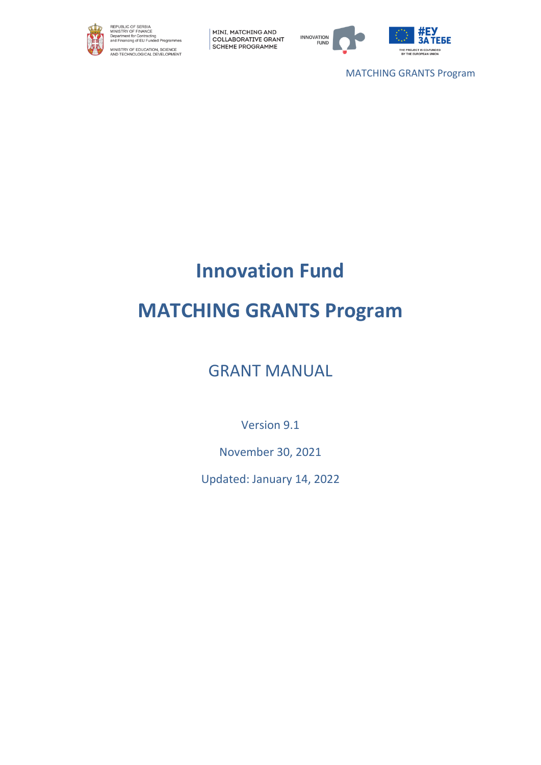REPUBLIC OF SERBIA
MINISTRY OF FINANCE
Department for Contracting and Financing of EU Funded Programmes

MINISTRY OF EDUCATION, SCIENCE AND TECHNOLOGICAL DEVELOPMENT

MINI, MATCHING AND COLLABORATIVE GRANT SCHEME PROGRAMME

INNOVATION FUND

#ЕУ ЗА ТЕБЕ

THE PROJECT IS CO-FUNDED BY THE EUROPEAN UNION

MATCHING GRANTS Program

# Innovation Fund

# MATCHING GRANTS Program

## GRANT MANUAL

Version 9.1

November 30, 2021

Updated: January 14, 2022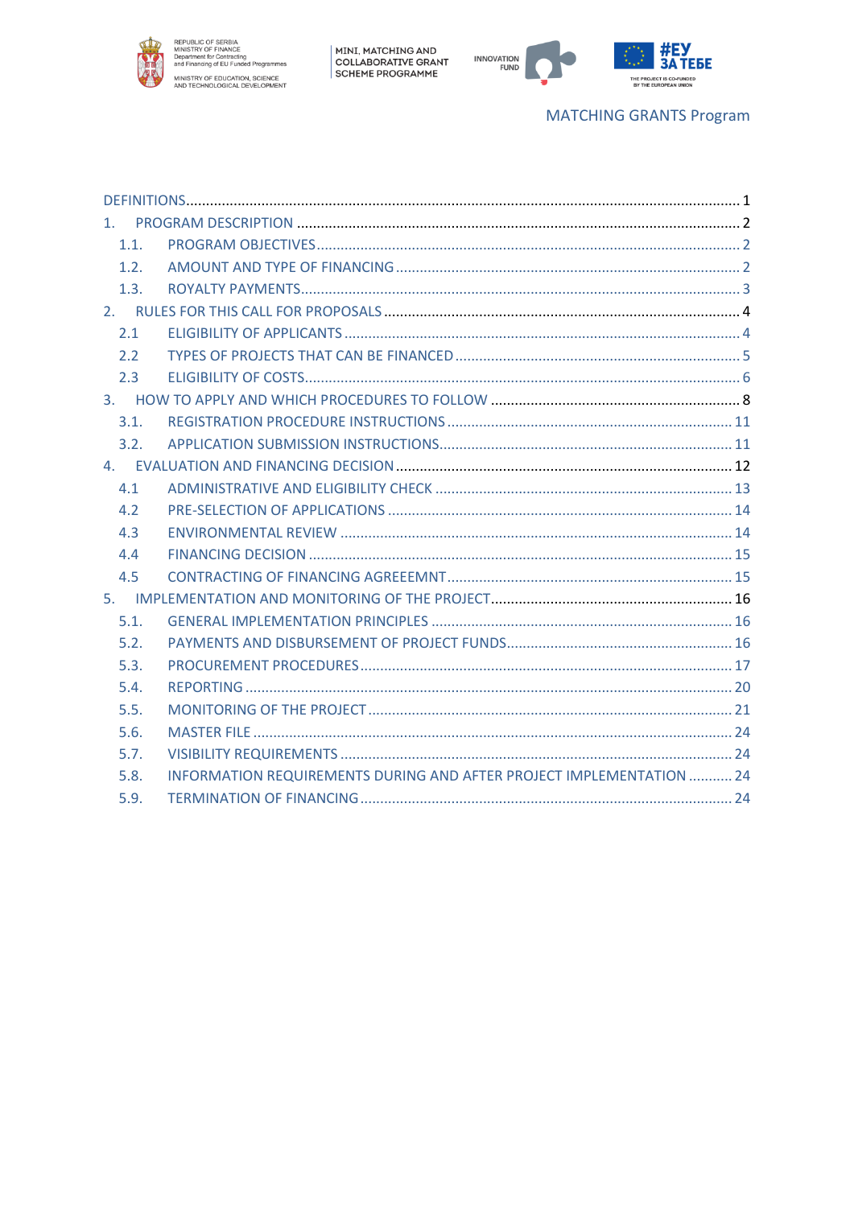MATCHING GRANTS Program

DEFINITIONS 1

1. PROGRAM DESCRIPTION 2
   - 1.1. PROGRAM OBJECTIVES 2
   - 1.2. AMOUNT AND TYPE OF FINANCING 2
   - 1.3. ROYALTY PAYMENTS 3
2. RULES FOR THIS CALL FOR PROPOSALS 4
   - 2.1 ELIGIBILITY OF APPLICANTS 4
   - 2.2 TYPES OF PROJECTS THAT CAN BE FINANCED 5
   - 2.3 ELIGIBILITY OF COSTS 6
3. HOW TO APPLY AND WHICH PROCEDURES TO FOLLOW 8
   - 3.1. REGISTRATION PROCEDURE INSTRUCTIONS 11
   - 3.2. APPLICATION SUBMISSION INSTRUCTIONS 11
4. EVALUATION AND FINANCING DECISION 12
   - 4.1 ADMINISTRATIVE AND ELIGIBILITY CHECK 13
   - 4.2 PRE-SELECTION OF APPLICATIONS 14
   - 4.3 ENVIRONMENTAL REVIEW 14
   - 4.4 FINANCING DECISION 15
   - 4.5 CONTRACTING OF FINANCING AGREEEMNT 15
5. IMPLEMENTATION AND MONITORING OF THE PROJECT 16
   - 5.1. GENERAL IMPLEMENTATION PRINCIPLES 16
   - 5.2. PAYMENTS AND DISBURSEMENT OF PROJECT FUNDS 16
   - 5.3. PROCUREMENT PROCEDURES 17
   - 5.4. REPORTING 20
   - 5.5. MONITORING OF THE PROJECT 21
   - 5.6. MASTER FILE 24
   - 5.7. VISIBILITY REQUIREMENTS 24
   - 5.8. INFORMATION REQUIREMENTS DURING AND AFTER PROJECT IMPLEMENTATION 24
   - 5.9. TERMINATION OF FINANCING 24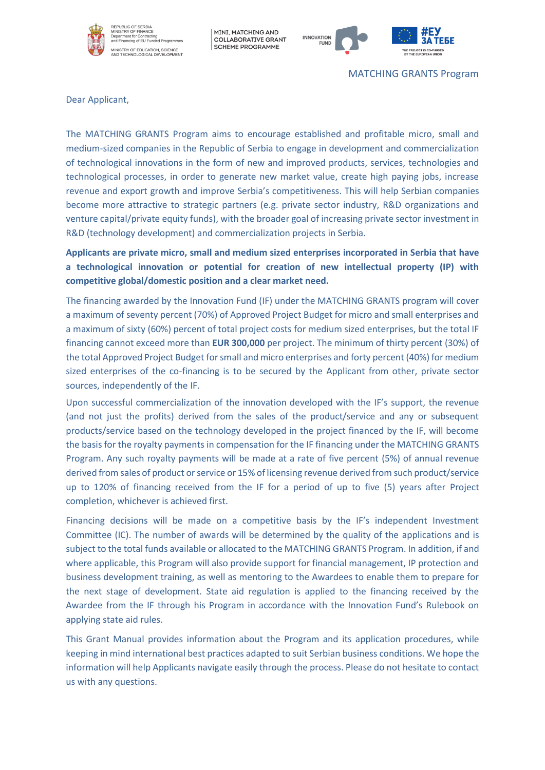MATCHING GRANTS Program

Dear Applicant,

The MATCHING GRANTS Program aims to encourage established and profitable micro, small and medium-sized companies in the Republic of Serbia to engage in development and commercialization of technological innovations in the form of new and improved products, services, technologies and technological processes, in order to generate new market value, create high paying jobs, increase revenue and export growth and improve Serbia's competitiveness. This will help Serbian companies become more attractive to strategic partners (e.g. private sector industry, R&D organizations and venture capital/private equity funds), with the broader goal of increasing private sector investment in R&D (technology development) and commercialization projects in Serbia.

**Applicants are private micro, small and medium sized enterprises incorporated in Serbia that have a technological innovation or potential for creation of new intellectual property (IP) with competitive global/domestic position and a clear market need.**

The financing awarded by the Innovation Fund (IF) under the MATCHING GRANTS program will cover a maximum of seventy percent (70%) of Approved Project Budget for micro and small enterprises and a maximum of sixty (60%) percent of total project costs for medium sized enterprises, but the total IF financing cannot exceed more than **EUR 300,000** per project. The minimum of thirty percent (30%) of the total Approved Project Budget for small and micro enterprises and forty percent (40%) for medium sized enterprises of the co-financing is to be secured by the Applicant from other, private sector sources, independently of the IF.

Upon successful commercialization of the innovation developed with the IF's support, the revenue (and not just the profits) derived from the sales of the product/service and any or subsequent products/service based on the technology developed in the project financed by the IF, will become the basis for the royalty payments in compensation for the IF financing under the MATCHING GRANTS Program. Any such royalty payments will be made at a rate of five percent (5%) of annual revenue derived from sales of product or service or 15% of licensing revenue derived from such product/service up to 120% of financing received from the IF for a period of up to five (5) years after Project completion, whichever is achieved first.

Financing decisions will be made on a competitive basis by the IF's independent Investment Committee (IC). The number of awards will be determined by the quality of the applications and is subject to the total funds available or allocated to the MATCHING GRANTS Program. In addition, if and where applicable, this Program will also provide support for financial management, IP protection and business development training, as well as mentoring to the Awardees to enable them to prepare for the next stage of development. State aid regulation is applied to the financing received by the Awardee from the IF through his Program in accordance with the Innovation Fund's Rulebook on applying state aid rules.

This Grant Manual provides information about the Program and its application procedures, while keeping in mind international best practices adapted to suit Serbian business conditions. We hope the information will help Applicants navigate easily through the process. Please do not hesitate to contact us with any questions.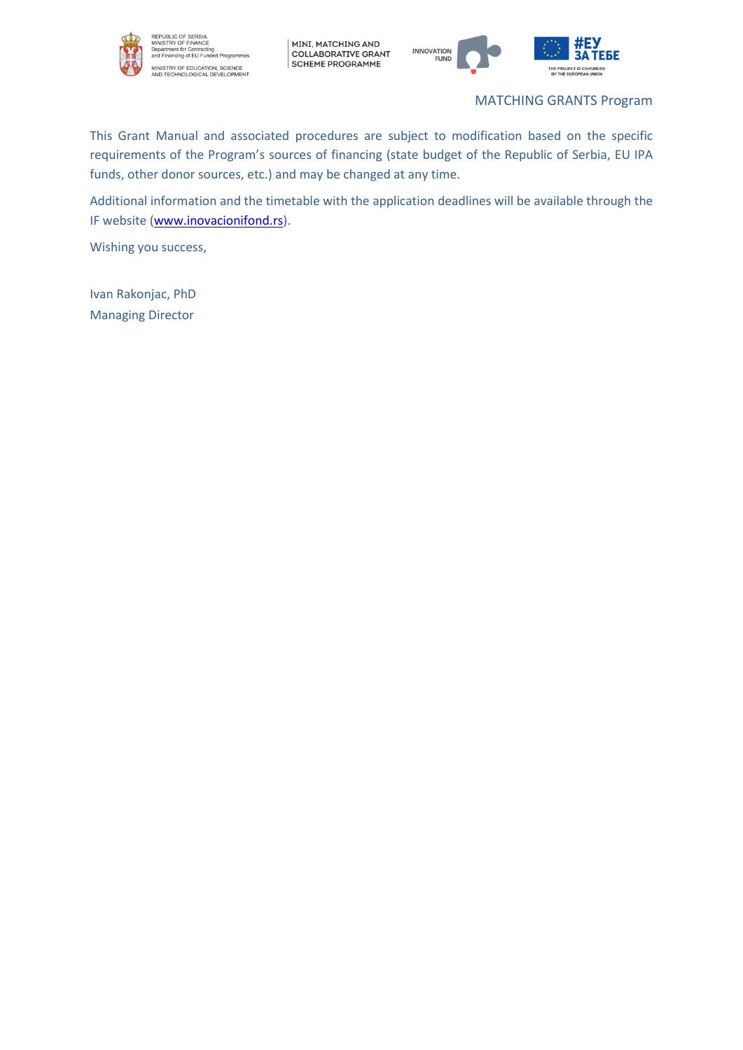This Grant Manual and associated procedures are subject to modification based on the specific requirements of the Program's sources of financing (state budget of the Republic of Serbia, EU IPA funds, other donor sources, etc.) and may be changed at any time.

Additional information and the timetable with the application deadlines will be available through the IF website (www.inovacionifond.rs).

Wishing you success,

Ivan Rakonjac, PhD
Managing Director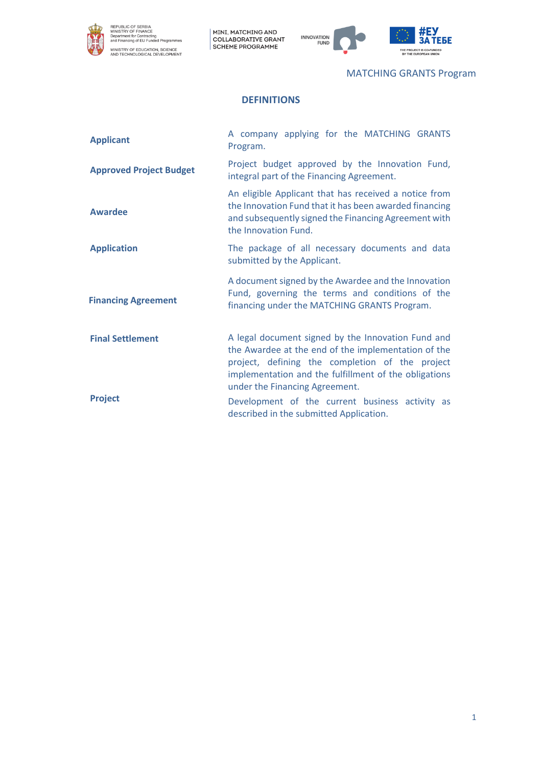## DEFINITIONS

| | |
|---|---|
| **Applicant** | A company applying for the MATCHING GRANTS Program. |
| **Approved Project Budget** | Project budget approved by the Innovation Fund, integral part of the Financing Agreement. |
| **Awardee** | An eligible Applicant that has received a notice from the Innovation Fund that it has been awarded financing and subsequently signed the Financing Agreement with the Innovation Fund. |
| **Application** | The package of all necessary documents and data submitted by the Applicant. |
| **Financing Agreement** | A document signed by the Awardee and the Innovation Fund, governing the terms and conditions of the financing under the MATCHING GRANTS Program. |
| **Final Settlement** | A legal document signed by the Innovation Fund and the Awardee at the end of the implementation of the project, defining the completion of the project implementation and the fulfillment of the obligations under the Financing Agreement. |
| **Project** | Development of the current business activity as described in the submitted Application. |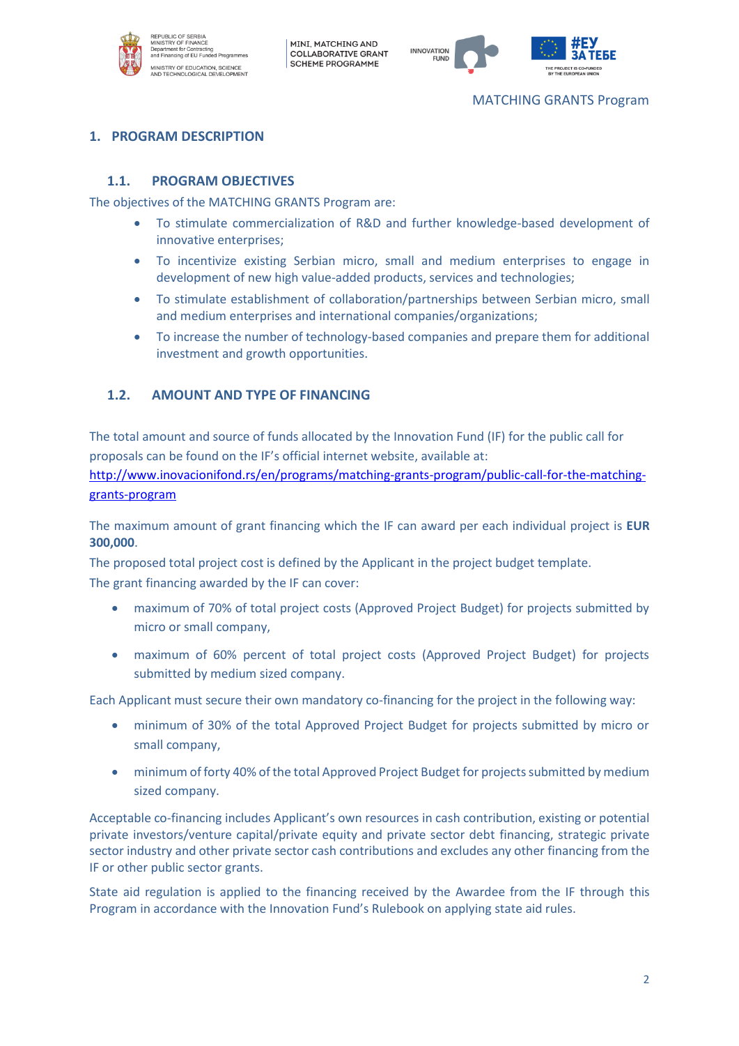MATCHING GRANTS Program

# 1. PROGRAM DESCRIPTION

## 1.1. PROGRAM OBJECTIVES

The objectives of the MATCHING GRANTS Program are:

- To stimulate commercialization of R&D and further knowledge-based development of innovative enterprises;
- To incentivize existing Serbian micro, small and medium enterprises to engage in development of new high value-added products, services and technologies;
- To stimulate establishment of collaboration/partnerships between Serbian micro, small and medium enterprises and international companies/organizations;
- To increase the number of technology-based companies and prepare them for additional investment and growth opportunities.

## 1.2. AMOUNT AND TYPE OF FINANCING

The total amount and source of funds allocated by the Innovation Fund (IF) for the public call for proposals can be found on the IF's official internet website, available at: http://www.inovacionifond.rs/en/programs/matching-grants-program/public-call-for-the-matching-grants-program

The maximum amount of grant financing which the IF can award per each individual project is **EUR 300,000**.

The proposed total project cost is defined by the Applicant in the project budget template.

The grant financing awarded by the IF can cover:

- maximum of 70% of total project costs (Approved Project Budget) for projects submitted by micro or small company,
- maximum of 60% percent of total project costs (Approved Project Budget) for projects submitted by medium sized company.

Each Applicant must secure their own mandatory co-financing for the project in the following way:

- minimum of 30% of the total Approved Project Budget for projects submitted by micro or small company,
- minimum of forty 40% of the total Approved Project Budget for projects submitted by medium sized company.

Acceptable co-financing includes Applicant's own resources in cash contribution, existing or potential private investors/venture capital/private equity and private sector debt financing, strategic private sector industry and other private sector cash contributions and excludes any other financing from the IF or other public sector grants.

State aid regulation is applied to the financing received by the Awardee from the IF through this Program in accordance with the Innovation Fund's Rulebook on applying state aid rules.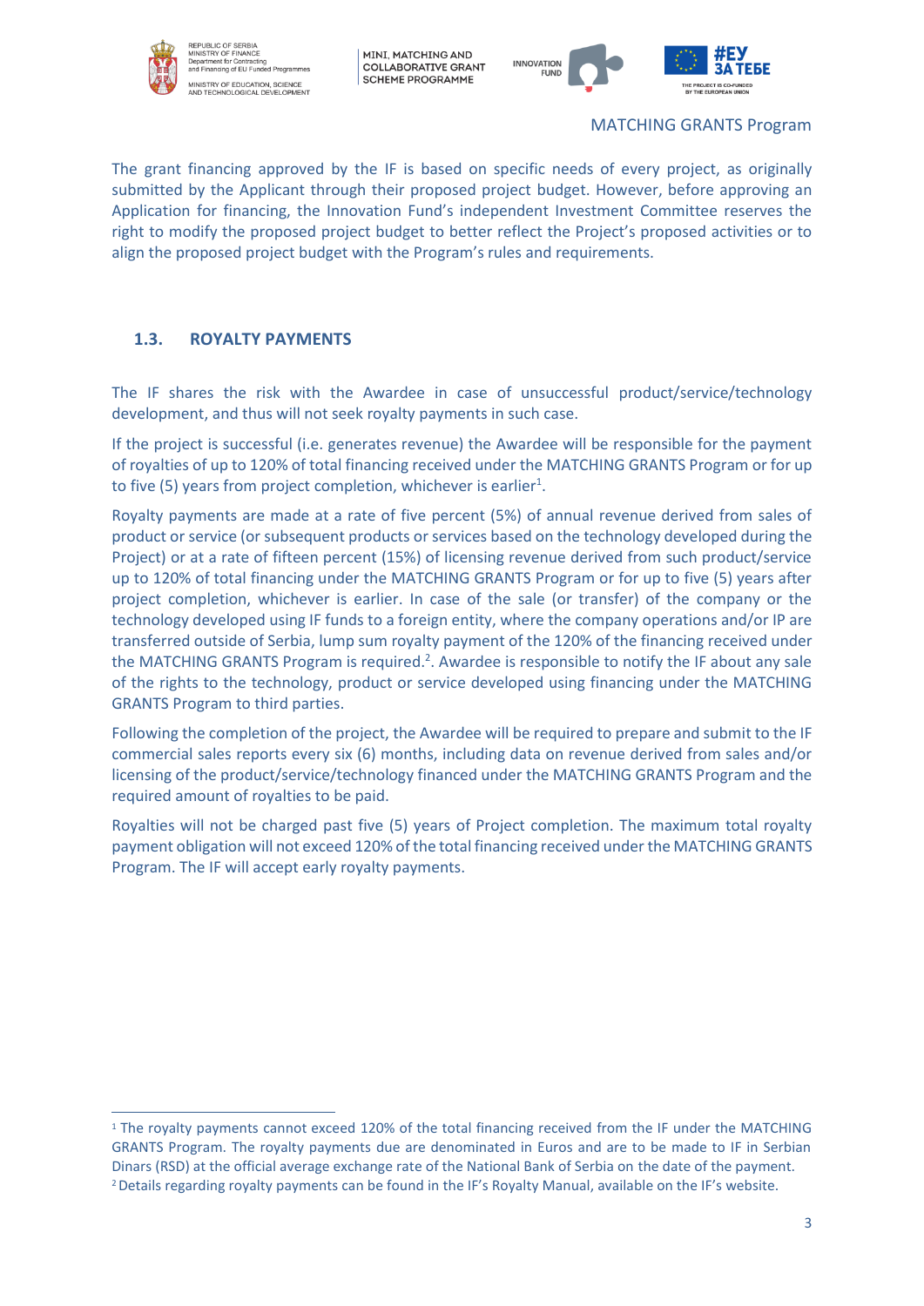The grant financing approved by the IF is based on specific needs of every project, as originally submitted by the Applicant through their proposed project budget. However, before approving an Application for financing, the Innovation Fund's independent Investment Committee reserves the right to modify the proposed project budget to better reflect the Project's proposed activities or to align the proposed project budget with the Program's rules and requirements.

### 1.3. ROYALTY PAYMENTS

The IF shares the risk with the Awardee in case of unsuccessful product/service/technology development, and thus will not seek royalty payments in such case.

If the project is successful (i.e. generates revenue) the Awardee will be responsible for the payment of royalties of up to 120% of total financing received under the MATCHING GRANTS Program or for up to five (5) years from project completion, whichever is earlier[1].

Royalty payments are made at a rate of five percent (5%) of annual revenue derived from sales of product or service (or subsequent products or services based on the technology developed during the Project) or at a rate of fifteen percent (15%) of licensing revenue derived from such product/service up to 120% of total financing under the MATCHING GRANTS Program or for up to five (5) years after project completion, whichever is earlier. In case of the sale (or transfer) of the company or the technology developed using IF funds to a foreign entity, where the company operations and/or IP are transferred outside of Serbia, lump sum royalty payment of the 120% of the financing received under the MATCHING GRANTS Program is required.[2]. Awardee is responsible to notify the IF about any sale of the rights to the technology, product or service developed using financing under the MATCHING GRANTS Program to third parties.

Following the completion of the project, the Awardee will be required to prepare and submit to the IF commercial sales reports every six (6) months, including data on revenue derived from sales and/or licensing of the product/service/technology financed under the MATCHING GRANTS Program and the required amount of royalties to be paid.

Royalties will not be charged past five (5) years of Project completion. The maximum total royalty payment obligation will not exceed 120% of the total financing received under the MATCHING GRANTS Program. The IF will accept early royalty payments.

---

[1] The royalty payments cannot exceed 120% of the total financing received from the IF under the MATCHING GRANTS Program. The royalty payments due are denominated in Euros and are to be made to IF in Serbian Dinars (RSD) at the official average exchange rate of the National Bank of Serbia on the date of the payment.

[2] Details regarding royalty payments can be found in the IF's Royalty Manual, available on the IF's website.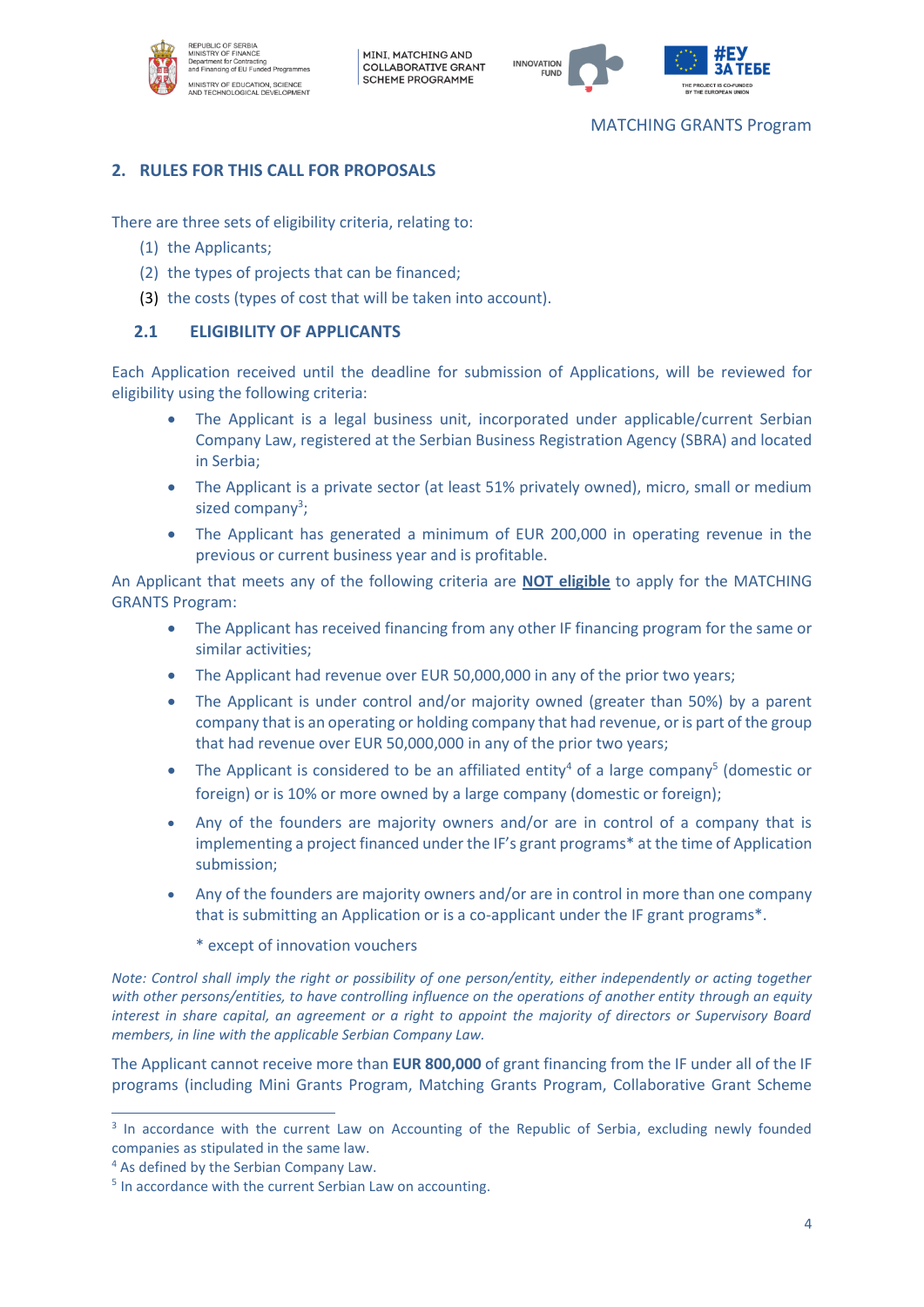## 2. RULES FOR THIS CALL FOR PROPOSALS

There are three sets of eligibility criteria, relating to:

(1) the Applicants;
(2) the types of projects that can be financed;
(3) the costs (types of cost that will be taken into account).

### 2.1 ELIGIBILITY OF APPLICANTS

Each Application received until the deadline for submission of Applications, will be reviewed for eligibility using the following criteria:

- The Applicant is a legal business unit, incorporated under applicable/current Serbian Company Law, registered at the Serbian Business Registration Agency (SBRA) and located in Serbia;
- The Applicant is a private sector (at least 51% privately owned), micro, small or medium sized company[3];
- The Applicant has generated a minimum of EUR 200,000 in operating revenue in the previous or current business year and is profitable.

An Applicant that meets any of the following criteria are **NOT eligible** to apply for the MATCHING GRANTS Program:

- The Applicant has received financing from any other IF financing program for the same or similar activities;
- The Applicant had revenue over EUR 50,000,000 in any of the prior two years;
- The Applicant is under control and/or majority owned (greater than 50%) by a parent company that is an operating or holding company that had revenue, or is part of the group that had revenue over EUR 50,000,000 in any of the prior two years;
- The Applicant is considered to be an affiliated entity[4] of a large company[5] (domestic or foreign) or is 10% or more owned by a large company (domestic or foreign);
- Any of the founders are majority owners and/or are in control of a company that is implementing a project financed under the IF's grant programs* at the time of Application submission;
- Any of the founders are majority owners and/or are in control in more than one company that is submitting an Application or is a co-applicant under the IF grant programs*.

  \* except of innovation vouchers

*Note: Control shall imply the right or possibility of one person/entity, either independently or acting together with other persons/entities, to have controlling influence on the operations of another entity through an equity interest in share capital, an agreement or a right to appoint the majority of directors or Supervisory Board members, in line with the applicable Serbian Company Law.*

The Applicant cannot receive more than **EUR 800,000** of grant financing from the IF under all of the IF programs (including Mini Grants Program, Matching Grants Program, Collaborative Grant Scheme

---

[3] In accordance with the current Law on Accounting of the Republic of Serbia, excluding newly founded companies as stipulated in the same law.

[4] As defined by the Serbian Company Law.

[5] In accordance with the current Serbian Law on accounting.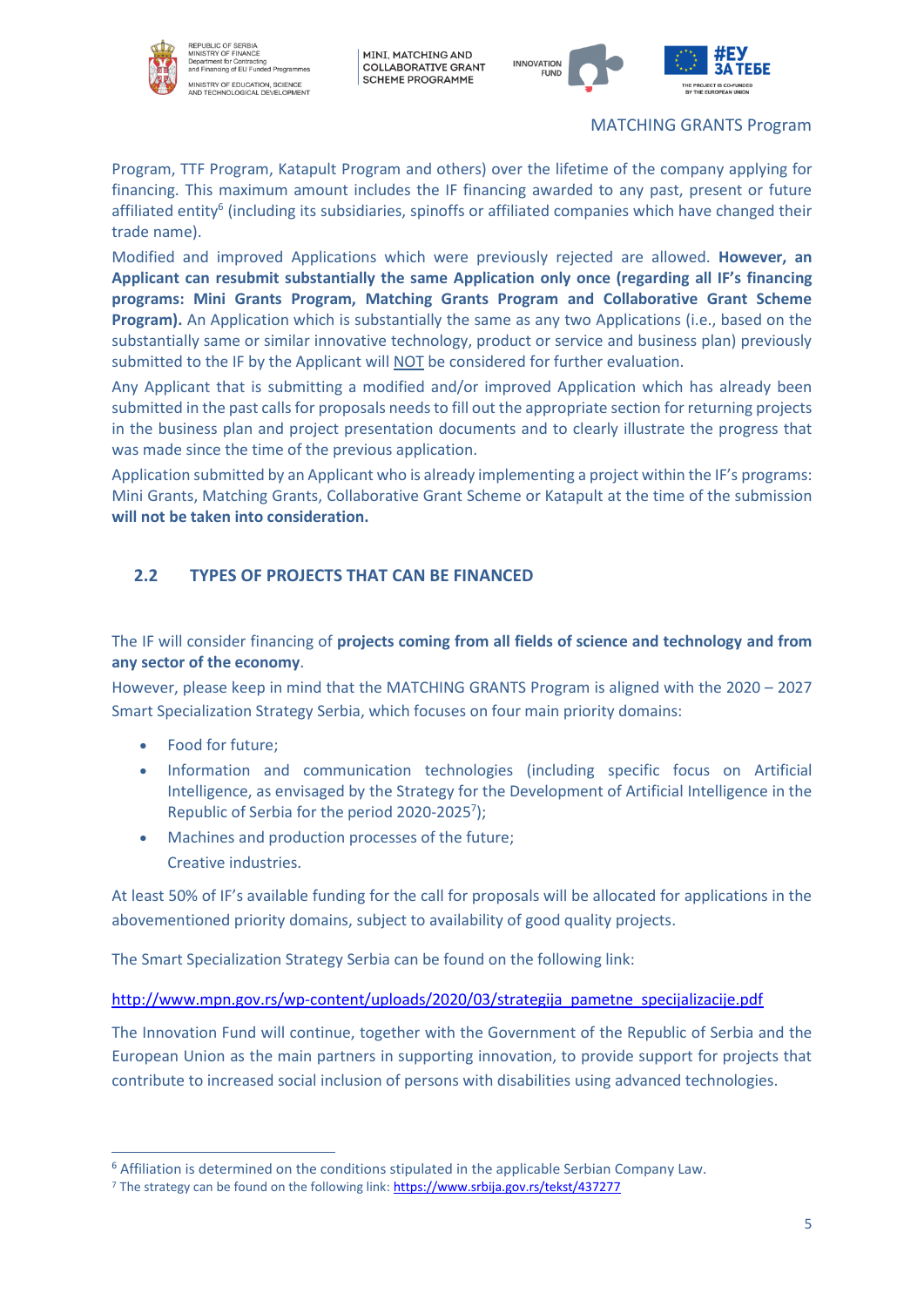Program, TTF Program, Katapult Program and others) over the lifetime of the company applying for financing. This maximum amount includes the IF financing awarded to any past, present or future affiliated entity[6] (including its subsidiaries, spinoffs or affiliated companies which have changed their trade name).

Modified and improved Applications which were previously rejected are allowed. **However, an Applicant can resubmit substantially the same Application only once (regarding all IF's financing programs: Mini Grants Program, Matching Grants Program and Collaborative Grant Scheme Program).** An Application which is substantially the same as any two Applications (i.e., based on the substantially same or similar innovative technology, product or service and business plan) previously submitted to the IF by the Applicant will NOT be considered for further evaluation.

Any Applicant that is submitting a modified and/or improved Application which has already been submitted in the past calls for proposals needs to fill out the appropriate section for returning projects in the business plan and project presentation documents and to clearly illustrate the progress that was made since the time of the previous application.

Application submitted by an Applicant who is already implementing a project within the IF's programs: Mini Grants, Matching Grants, Collaborative Grant Scheme or Katapult at the time of the submission **will not be taken into consideration.**

## 2.2 TYPES OF PROJECTS THAT CAN BE FINANCED

The IF will consider financing of **projects coming from all fields of science and technology and from any sector of the economy**.

However, please keep in mind that the MATCHING GRANTS Program is aligned with the 2020 – 2027 Smart Specialization Strategy Serbia, which focuses on four main priority domains:

- Food for future;
- Information and communication technologies (including specific focus on Artificial Intelligence, as envisaged by the Strategy for the Development of Artificial Intelligence in the Republic of Serbia for the period 2020-2025[7]);
- Machines and production processes of the future;
- Creative industries.

At least 50% of IF's available funding for the call for proposals will be allocated for applications in the abovementioned priority domains, subject to availability of good quality projects.

The Smart Specialization Strategy Serbia can be found on the following link:

http://www.mpn.gov.rs/wp-content/uploads/2020/03/strategija_pametne_specijalizacije.pdf

The Innovation Fund will continue, together with the Government of the Republic of Serbia and the European Union as the main partners in supporting innovation, to provide support for projects that contribute to increased social inclusion of persons with disabilities using advanced technologies.

[6] Affiliation is determined on the conditions stipulated in the applicable Serbian Company Law.

[7] The strategy can be found on the following link: https://www.srbija.gov.rs/tekst/437277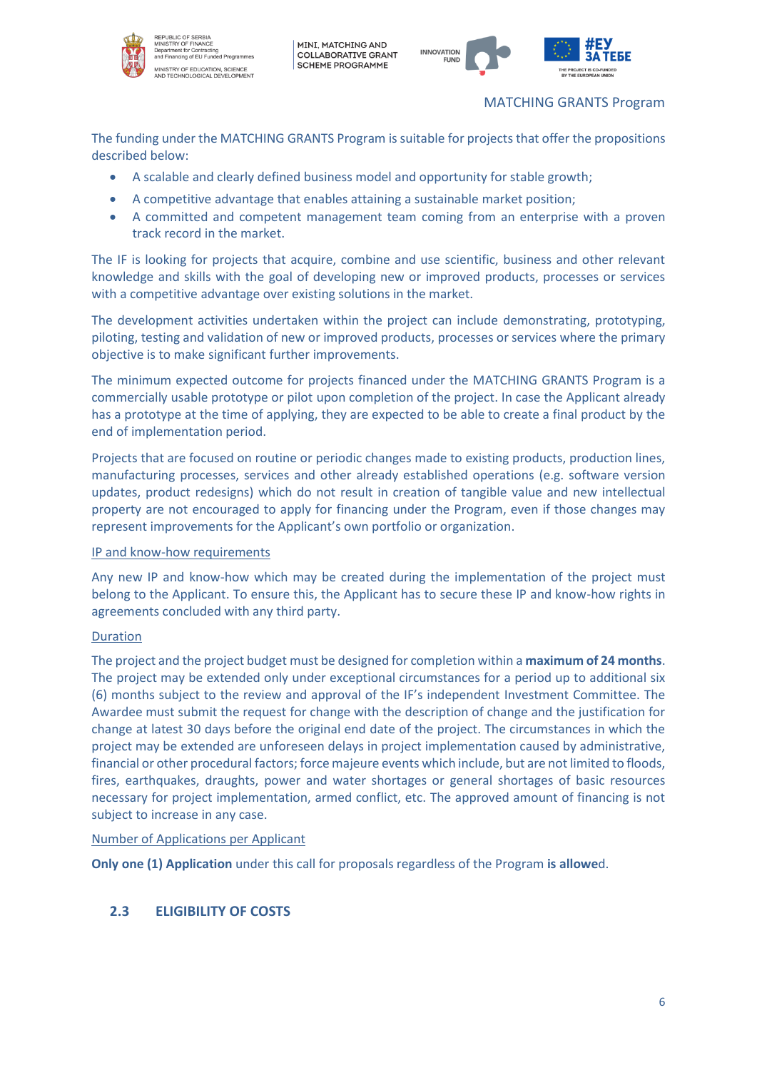MATCHING GRANTS Program

The funding under the MATCHING GRANTS Program is suitable for projects that offer the propositions described below:

- A scalable and clearly defined business model and opportunity for stable growth;
- A competitive advantage that enables attaining a sustainable market position;
- A committed and competent management team coming from an enterprise with a proven track record in the market.

The IF is looking for projects that acquire, combine and use scientific, business and other relevant knowledge and skills with the goal of developing new or improved products, processes or services with a competitive advantage over existing solutions in the market.

The development activities undertaken within the project can include demonstrating, prototyping, piloting, testing and validation of new or improved products, processes or services where the primary objective is to make significant further improvements.

The minimum expected outcome for projects financed under the MATCHING GRANTS Program is a commercially usable prototype or pilot upon completion of the project. In case the Applicant already has a prototype at the time of applying, they are expected to be able to create a final product by the end of implementation period.

Projects that are focused on routine or periodic changes made to existing products, production lines, manufacturing processes, services and other already established operations (e.g. software version updates, product redesigns) which do not result in creation of tangible value and new intellectual property are not encouraged to apply for financing under the Program, even if those changes may represent improvements for the Applicant's own portfolio or organization.

IP and know-how requirements

Any new IP and know-how which may be created during the implementation of the project must belong to the Applicant. To ensure this, the Applicant has to secure these IP and know-how rights in agreements concluded with any third party.

Duration

The project and the project budget must be designed for completion within a **maximum of 24 months**. The project may be extended only under exceptional circumstances for a period up to additional six (6) months subject to the review and approval of the IF's independent Investment Committee. The Awardee must submit the request for change with the description of change and the justification for change at latest 30 days before the original end date of the project. The circumstances in which the project may be extended are unforeseen delays in project implementation caused by administrative, financial or other procedural factors; force majeure events which include, but are not limited to floods, fires, earthquakes, draughts, power and water shortages or general shortages of basic resources necessary for project implementation, armed conflict, etc. The approved amount of financing is not subject to increase in any case.

Number of Applications per Applicant

**Only one (1) Application** under this call for proposals regardless of the Program **is allowe**d.

## 2.3 ELIGIBILITY OF COSTS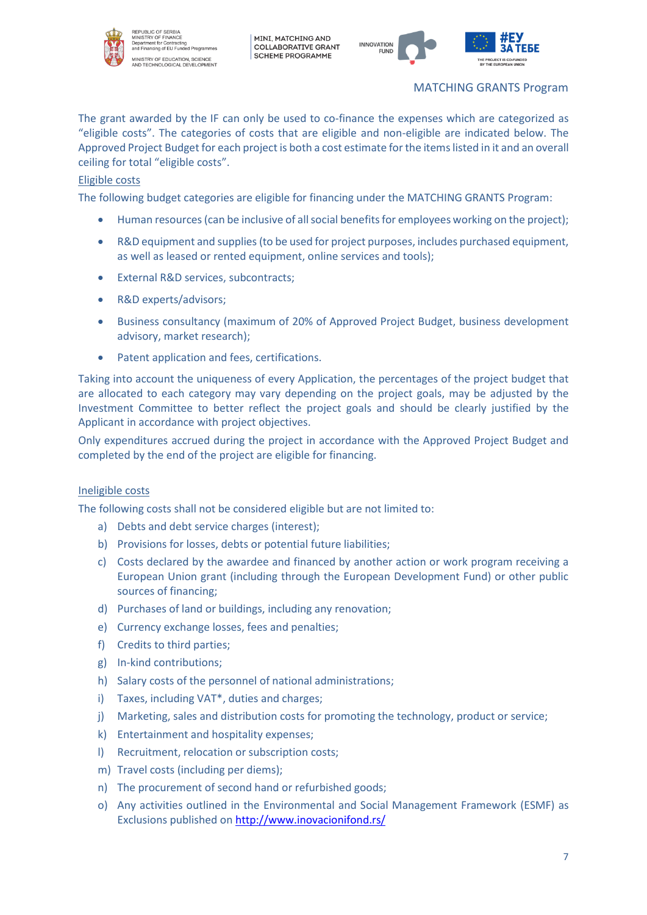The grant awarded by the IF can only be used to co-finance the expenses which are categorized as “eligible costs”. The categories of costs that are eligible and non-eligible are indicated below. The Approved Project Budget for each project is both a cost estimate for the items listed in it and an overall ceiling for total “eligible costs”.

Eligible costs

The following budget categories are eligible for financing under the MATCHING GRANTS Program:

- Human resources (can be inclusive of all social benefits for employees working on the project);
- R&D equipment and supplies (to be used for project purposes, includes purchased equipment, as well as leased or rented equipment, online services and tools);
- External R&D services, subcontracts;
- R&D experts/advisors;
- Business consultancy (maximum of 20% of Approved Project Budget, business development advisory, market research);
- Patent application and fees, certifications.

Taking into account the uniqueness of every Application, the percentages of the project budget that are allocated to each category may vary depending on the project goals, may be adjusted by the Investment Committee to better reflect the project goals and should be clearly justified by the Applicant in accordance with project objectives.

Only expenditures accrued during the project in accordance with the Approved Project Budget and completed by the end of the project are eligible for financing.

Ineligible costs

The following costs shall not be considered eligible but are not limited to:

a) Debts and debt service charges (interest);
b) Provisions for losses, debts or potential future liabilities;
c) Costs declared by the awardee and financed by another action or work program receiving a European Union grant (including through the European Development Fund) or other public sources of financing;
d) Purchases of land or buildings, including any renovation;
e) Currency exchange losses, fees and penalties;
f) Credits to third parties;
g) In-kind contributions;
h) Salary costs of the personnel of national administrations;
i) Taxes, including VAT*, duties and charges;
j) Marketing, sales and distribution costs for promoting the technology, product or service;
k) Entertainment and hospitality expenses;
l) Recruitment, relocation or subscription costs;
m) Travel costs (including per diems);
n) The procurement of second hand or refurbished goods;
o) Any activities outlined in the Environmental and Social Management Framework (ESMF) as Exclusions published on http://www.inovacionifond.rs/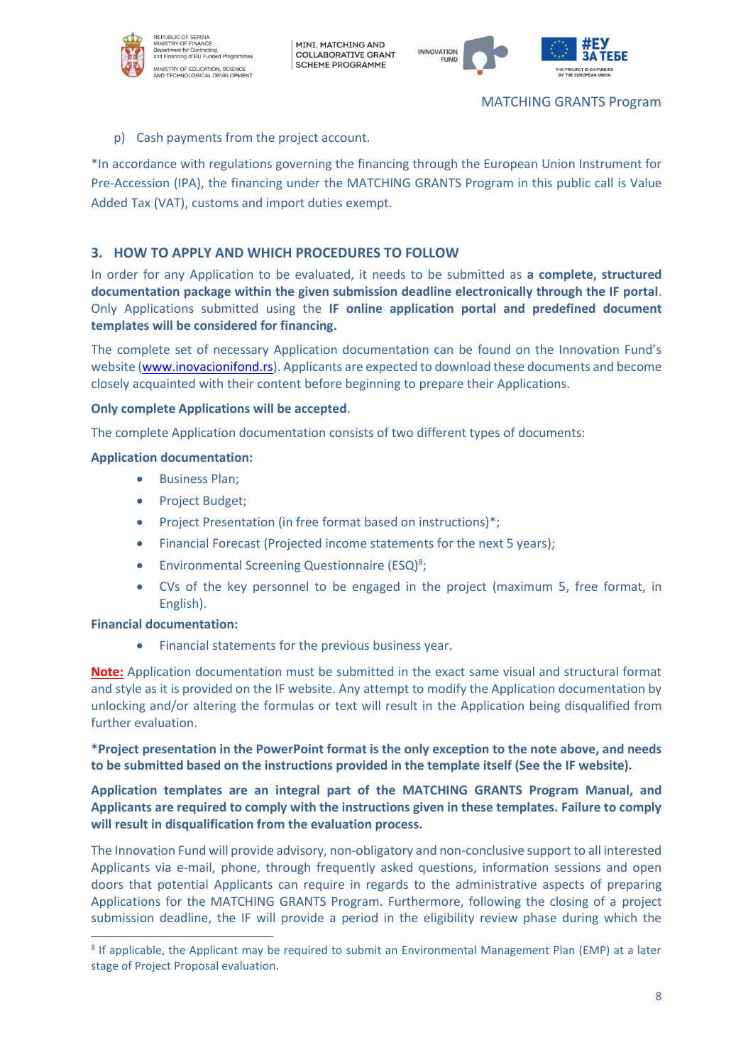p) Cash payments from the project account.

*In accordance with regulations governing the financing through the European Union Instrument for Pre-Accession (IPA), the financing under the MATCHING GRANTS Program in this public call is Value Added Tax (VAT), customs and import duties exempt.

## 3. HOW TO APPLY AND WHICH PROCEDURES TO FOLLOW

In order for any Application to be evaluated, it needs to be submitted as **a complete, structured documentation package within the given submission deadline electronically through the IF portal**. Only Applications submitted using the **IF online application portal and predefined document templates will be considered for financing.**

The complete set of necessary Application documentation can be found on the Innovation Fund's website (www.inovacionifond.rs). Applicants are expected to download these documents and become closely acquainted with their content before beginning to prepare their Applications.

**Only complete Applications will be accepted**.

The complete Application documentation consists of two different types of documents:

**Application documentation:**

- Business Plan;
- Project Budget;
- Project Presentation (in free format based on instructions)*;
- Financial Forecast (Projected income statements for the next 5 years);
- Environmental Screening Questionnaire (ESQ)[8];
- CVs of the key personnel to be engaged in the project (maximum 5, free format, in English).

**Financial documentation:**

- Financial statements for the previous business year.

**Note:** Application documentation must be submitted in the exact same visual and structural format and style as it is provided on the IF website. Any attempt to modify the Application documentation by unlocking and/or altering the formulas or text will result in the Application being disqualified from further evaluation.

***Project presentation in the PowerPoint format is the only exception to the note above, and needs to be submitted based on the instructions provided in the template itself (See the IF website).**

**Application templates are an integral part of the MATCHING GRANTS Program Manual, and Applicants are required to comply with the instructions given in these templates. Failure to comply will result in disqualification from the evaluation process.**

The Innovation Fund will provide advisory, non-obligatory and non-conclusive support to all interested Applicants via e-mail, phone, through frequently asked questions, information sessions and open doors that potential Applicants can require in regards to the administrative aspects of preparing Applications for the MATCHING GRANTS Program. Furthermore, following the closing of a project submission deadline, the IF will provide a period in the eligibility review phase during which the

---

[8] If applicable, the Applicant may be required to submit an Environmental Management Plan (EMP) at a later stage of Project Proposal evaluation.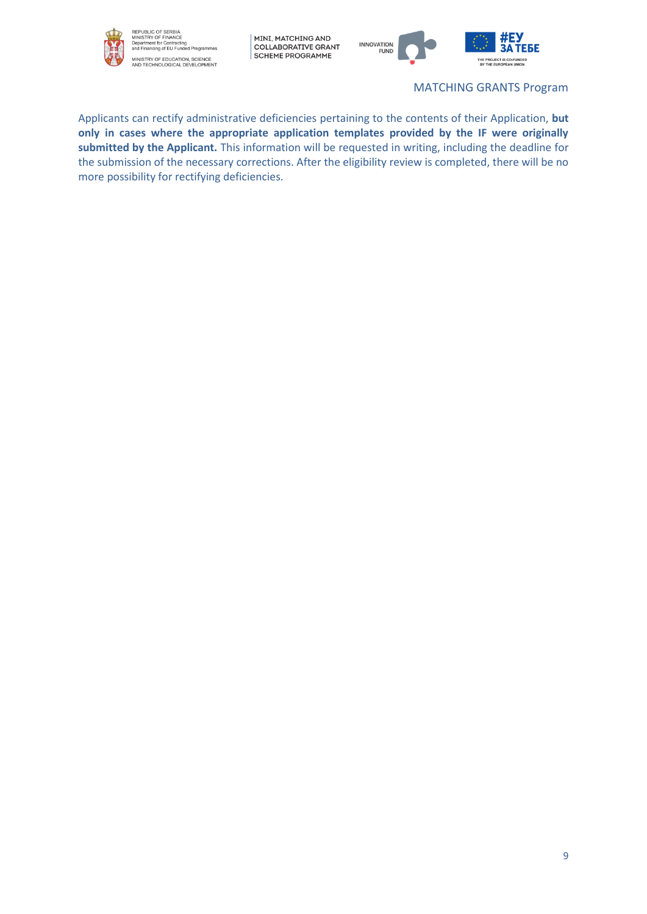Applicants can rectify administrative deficiencies pertaining to the contents of their Application, **but only in cases where the appropriate application templates provided by the IF were originally submitted by the Applicant.** This information will be requested in writing, including the deadline for the submission of the necessary corrections. After the eligibility review is completed, there will be no more possibility for rectifying deficiencies.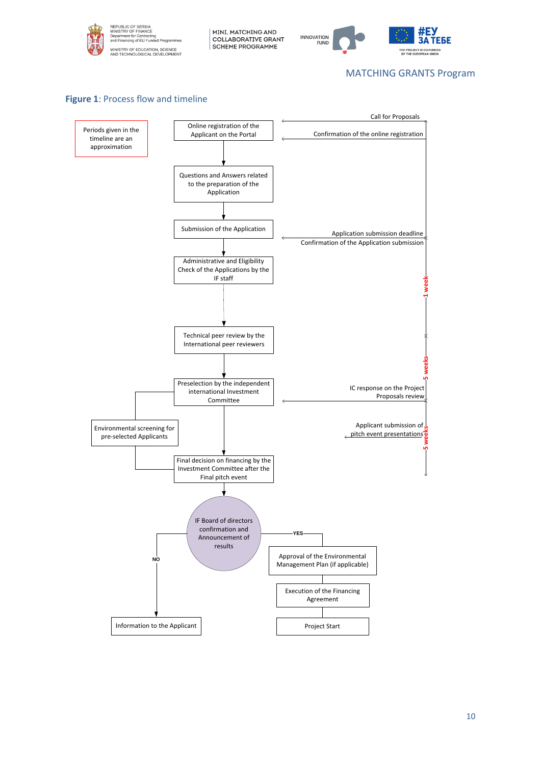MATCHING GRANTS Program

**Figure 1**: Process flow and timeline

Periods given in the timeline are an approximation

Online registration of the Applicant on the Portal

Questions and Answers related to the preparation of the Application

Submission of the Application

Administrative and Eligibility Check of the Applications by the IF staff

Technical peer review by the International peer reviewers

Preselection by the independent international Investment Committee

Environmental screening for pre-selected Applicants

Final decision on financing by the Investment Committee after the Final pitch event

IF Board of directors confirmation and Announcement of results

YES

NO

Approval of the Environmental Management Plan (if applicable)

Execution of the Financing Agreement

Project Start

Information to the Applicant

Call for Proposals

Confirmation of the online registration

Application submission deadline

Confirmation of the Application submission

1 week

5 weeks

IC response on the Project Proposals review

Applicant submission of pitch event presentations

5 weeks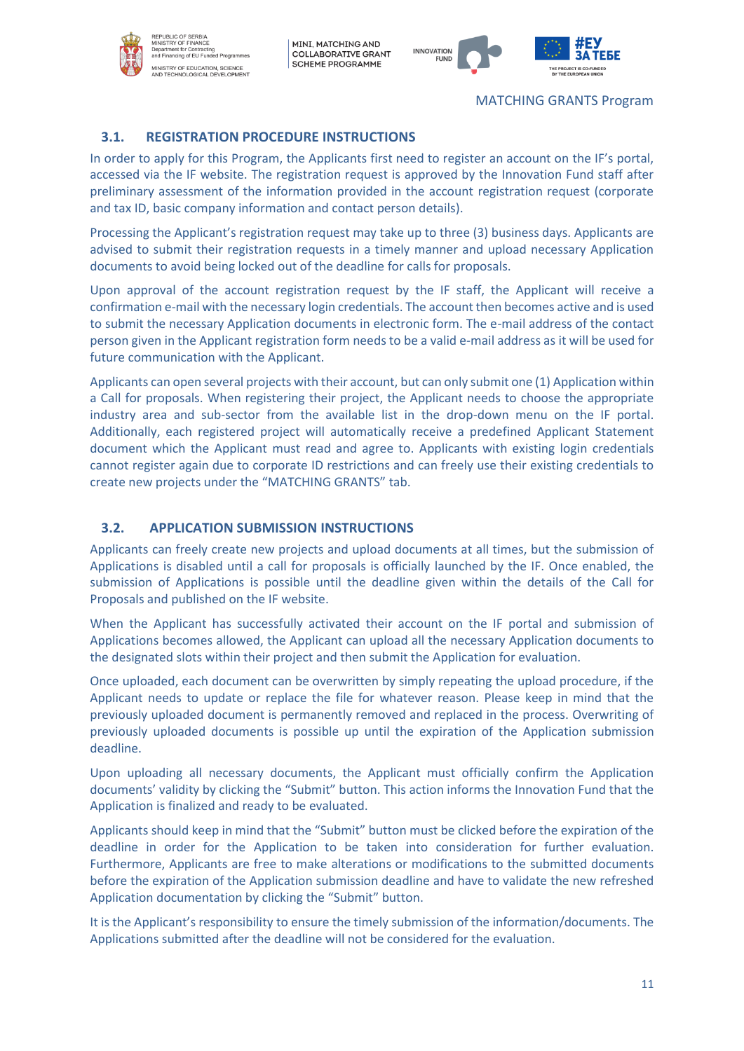### 3.1. REGISTRATION PROCEDURE INSTRUCTIONS

In order to apply for this Program, the Applicants first need to register an account on the IF's portal, accessed via the IF website. The registration request is approved by the Innovation Fund staff after preliminary assessment of the information provided in the account registration request (corporate and tax ID, basic company information and contact person details).

Processing the Applicant's registration request may take up to three (3) business days. Applicants are advised to submit their registration requests in a timely manner and upload necessary Application documents to avoid being locked out of the deadline for calls for proposals.

Upon approval of the account registration request by the IF staff, the Applicant will receive a confirmation e-mail with the necessary login credentials. The account then becomes active and is used to submit the necessary Application documents in electronic form. The e-mail address of the contact person given in the Applicant registration form needs to be a valid e-mail address as it will be used for future communication with the Applicant.

Applicants can open several projects with their account, but can only submit one (1) Application within a Call for proposals. When registering their project, the Applicant needs to choose the appropriate industry area and sub-sector from the available list in the drop-down menu on the IF portal. Additionally, each registered project will automatically receive a predefined Applicant Statement document which the Applicant must read and agree to. Applicants with existing login credentials cannot register again due to corporate ID restrictions and can freely use their existing credentials to create new projects under the "MATCHING GRANTS" tab.

### 3.2. APPLICATION SUBMISSION INSTRUCTIONS

Applicants can freely create new projects and upload documents at all times, but the submission of Applications is disabled until a call for proposals is officially launched by the IF. Once enabled, the submission of Applications is possible until the deadline given within the details of the Call for Proposals and published on the IF website.

When the Applicant has successfully activated their account on the IF portal and submission of Applications becomes allowed, the Applicant can upload all the necessary Application documents to the designated slots within their project and then submit the Application for evaluation.

Once uploaded, each document can be overwritten by simply repeating the upload procedure, if the Applicant needs to update or replace the file for whatever reason. Please keep in mind that the previously uploaded document is permanently removed and replaced in the process. Overwriting of previously uploaded documents is possible up until the expiration of the Application submission deadline.

Upon uploading all necessary documents, the Applicant must officially confirm the Application documents' validity by clicking the "Submit" button. This action informs the Innovation Fund that the Application is finalized and ready to be evaluated.

Applicants should keep in mind that the "Submit" button must be clicked before the expiration of the deadline in order for the Application to be taken into consideration for further evaluation. Furthermore, Applicants are free to make alterations or modifications to the submitted documents before the expiration of the Application submission deadline and have to validate the new refreshed Application documentation by clicking the "Submit" button.

It is the Applicant's responsibility to ensure the timely submission of the information/documents. The Applications submitted after the deadline will not be considered for the evaluation.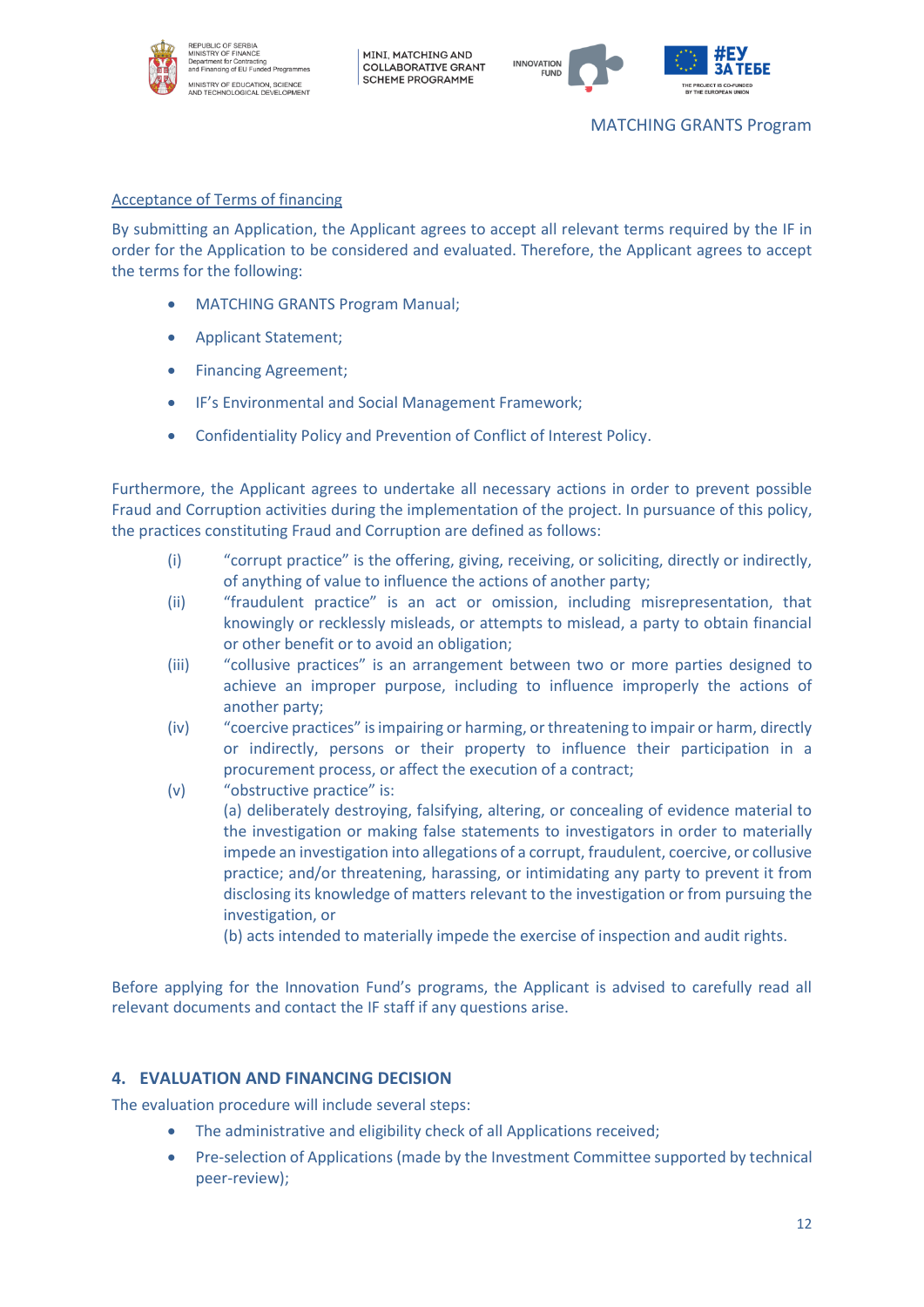<u>Acceptance of Terms of financing</u>

By submitting an Application, the Applicant agrees to accept all relevant terms required by the IF in order for the Application to be considered and evaluated. Therefore, the Applicant agrees to accept the terms for the following:

- MATCHING GRANTS Program Manual;
- Applicant Statement;
- Financing Agreement;
- IF's Environmental and Social Management Framework;
- Confidentiality Policy and Prevention of Conflict of Interest Policy.

Furthermore, the Applicant agrees to undertake all necessary actions in order to prevent possible Fraud and Corruption activities during the implementation of the project. In pursuance of this policy, the practices constituting Fraud and Corruption are defined as follows:

(i) "corrupt practice" is the offering, giving, receiving, or soliciting, directly or indirectly, of anything of value to influence the actions of another party;

(ii) "fraudulent practice" is an act or omission, including misrepresentation, that knowingly or recklessly misleads, or attempts to mislead, a party to obtain financial or other benefit or to avoid an obligation;

(iii) "collusive practices" is an arrangement between two or more parties designed to achieve an improper purpose, including to influence improperly the actions of another party;

(iv) "coercive practices" is impairing or harming, or threatening to impair or harm, directly or indirectly, persons or their property to influence their participation in a procurement process, or affect the execution of a contract;

(v) "obstructive practice" is:
(a) deliberately destroying, falsifying, altering, or concealing of evidence material to the investigation or making false statements to investigators in order to materially impede an investigation into allegations of a corrupt, fraudulent, coercive, or collusive practice; and/or threatening, harassing, or intimidating any party to prevent it from disclosing its knowledge of matters relevant to the investigation or from pursuing the investigation, or
(b) acts intended to materially impede the exercise of inspection and audit rights.

Before applying for the Innovation Fund's programs, the Applicant is advised to carefully read all relevant documents and contact the IF staff if any questions arise.

## 4. EVALUATION AND FINANCING DECISION

The evaluation procedure will include several steps:

- The administrative and eligibility check of all Applications received;
- Pre-selection of Applications (made by the Investment Committee supported by technical peer-review);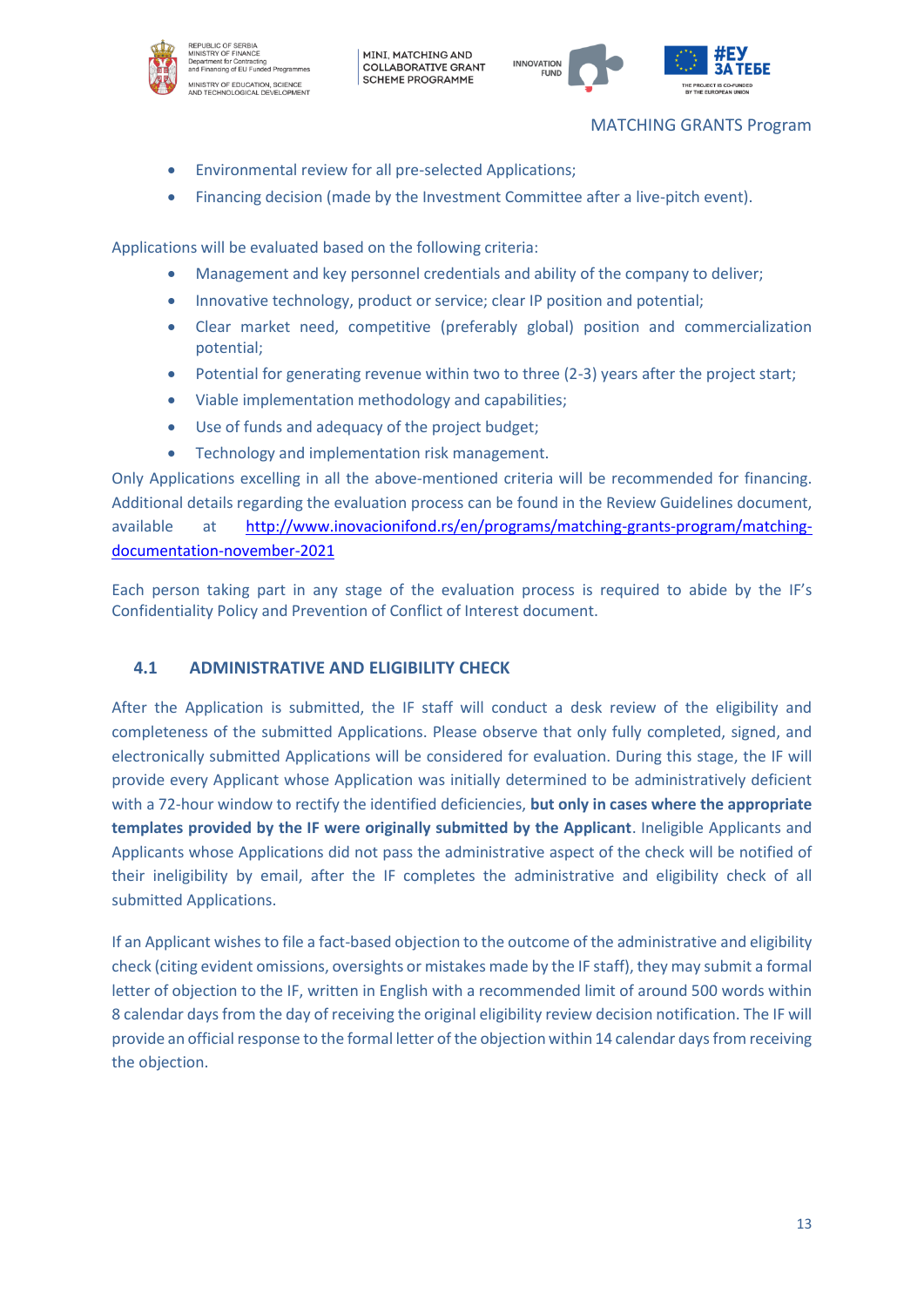- Environmental review for all pre-selected Applications;
- Financing decision (made by the Investment Committee after a live-pitch event).

Applications will be evaluated based on the following criteria:

- Management and key personnel credentials and ability of the company to deliver;
- Innovative technology, product or service; clear IP position and potential;
- Clear market need, competitive (preferably global) position and commercialization potential;
- Potential for generating revenue within two to three (2-3) years after the project start;
- Viable implementation methodology and capabilities;
- Use of funds and adequacy of the project budget;
- Technology and implementation risk management.

Only Applications excelling in all the above-mentioned criteria will be recommended for financing. Additional details regarding the evaluation process can be found in the Review Guidelines document, available at [http://www.inovacionifond.rs/en/programs/matching-grants-program/matching-documentation-november-2021](http://www.inovacionifond.rs/en/programs/matching-grants-program/matching-documentation-november-2021)

Each person taking part in any stage of the evaluation process is required to abide by the IF's Confidentiality Policy and Prevention of Conflict of Interest document.

### 4.1 ADMINISTRATIVE AND ELIGIBILITY CHECK

After the Application is submitted, the IF staff will conduct a desk review of the eligibility and completeness of the submitted Applications. Please observe that only fully completed, signed, and electronically submitted Applications will be considered for evaluation. During this stage, the IF will provide every Applicant whose Application was initially determined to be administratively deficient with a 72-hour window to rectify the identified deficiencies, **but only in cases where the appropriate templates provided by the IF were originally submitted by the Applicant**. Ineligible Applicants and Applicants whose Applications did not pass the administrative aspect of the check will be notified of their ineligibility by email, after the IF completes the administrative and eligibility check of all submitted Applications.

If an Applicant wishes to file a fact-based objection to the outcome of the administrative and eligibility check (citing evident omissions, oversights or mistakes made by the IF staff), they may submit a formal letter of objection to the IF, written in English with a recommended limit of around 500 words within 8 calendar days from the day of receiving the original eligibility review decision notification. The IF will provide an official response to the formal letter of the objection within 14 calendar days from receiving the objection.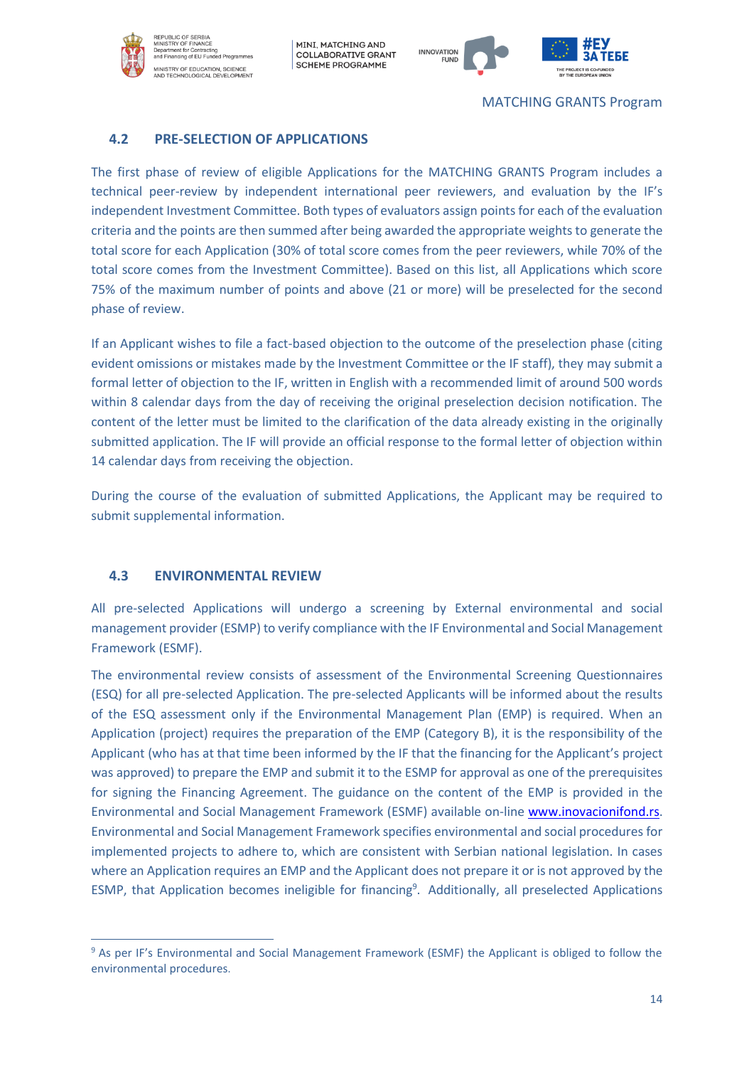## 4.2 PRE-SELECTION OF APPLICATIONS

The first phase of review of eligible Applications for the MATCHING GRANTS Program includes a technical peer-review by independent international peer reviewers, and evaluation by the IF's independent Investment Committee. Both types of evaluators assign points for each of the evaluation criteria and the points are then summed after being awarded the appropriate weights to generate the total score for each Application (30% of total score comes from the peer reviewers, while 70% of the total score comes from the Investment Committee). Based on this list, all Applications which score 75% of the maximum number of points and above (21 or more) will be preselected for the second phase of review.

If an Applicant wishes to file a fact-based objection to the outcome of the preselection phase (citing evident omissions or mistakes made by the Investment Committee or the IF staff), they may submit a formal letter of objection to the IF, written in English with a recommended limit of around 500 words within 8 calendar days from the day of receiving the original preselection decision notification. The content of the letter must be limited to the clarification of the data already existing in the originally submitted application. The IF will provide an official response to the formal letter of objection within 14 calendar days from receiving the objection.

During the course of the evaluation of submitted Applications, the Applicant may be required to submit supplemental information.

## 4.3 ENVIRONMENTAL REVIEW

All pre-selected Applications will undergo a screening by External environmental and social management provider (ESMP) to verify compliance with the IF Environmental and Social Management Framework (ESMF).

The environmental review consists of assessment of the Environmental Screening Questionnaires (ESQ) for all pre-selected Application. The pre-selected Applicants will be informed about the results of the ESQ assessment only if the Environmental Management Plan (EMP) is required. When an Application (project) requires the preparation of the EMP (Category B), it is the responsibility of the Applicant (who has at that time been informed by the IF that the financing for the Applicant's project was approved) to prepare the EMP and submit it to the ESMP for approval as one of the prerequisites for signing the Financing Agreement. The guidance on the content of the EMP is provided in the Environmental and Social Management Framework (ESMF) available on-line www.inovacionifond.rs. Environmental and Social Management Framework specifies environmental and social procedures for implemented projects to adhere to, which are consistent with Serbian national legislation. In cases where an Application requires an EMP and the Applicant does not prepare it or is not approved by the ESMP, that Application becomes ineligible for financing[9]. Additionally, all preselected Applications

[9] As per IF's Environmental and Social Management Framework (ESMF) the Applicant is obliged to follow the environmental procedures.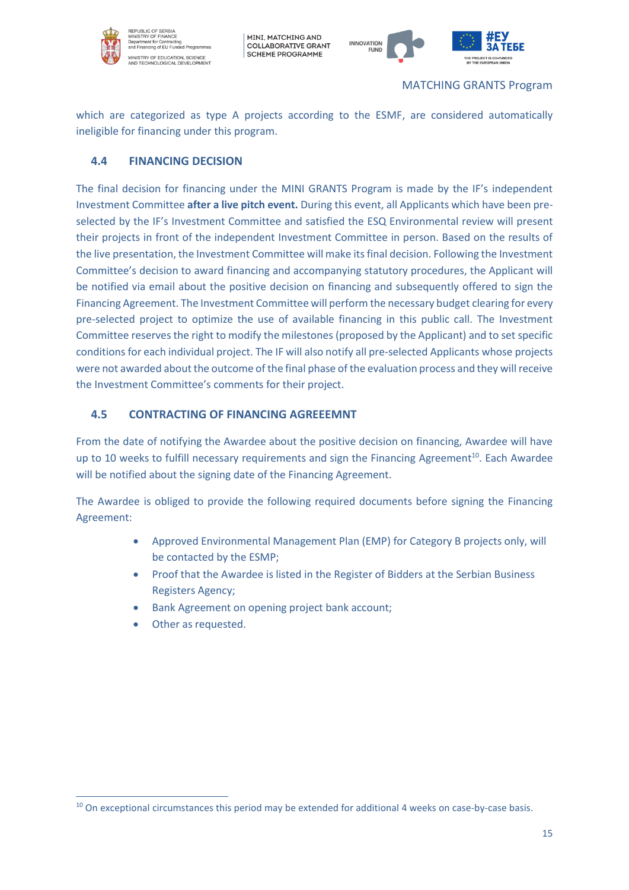which are categorized as type A projects according to the ESMF, are considered automatically ineligible for financing under this program.

## 4.4 FINANCING DECISION

The final decision for financing under the MINI GRANTS Program is made by the IF's independent Investment Committee **after a live pitch event.** During this event, all Applicants which have been pre-selected by the IF's Investment Committee and satisfied the ESQ Environmental review will present their projects in front of the independent Investment Committee in person. Based on the results of the live presentation, the Investment Committee will make its final decision. Following the Investment Committee's decision to award financing and accompanying statutory procedures, the Applicant will be notified via email about the positive decision on financing and subsequently offered to sign the Financing Agreement. The Investment Committee will perform the necessary budget clearing for every pre-selected project to optimize the use of available financing in this public call. The Investment Committee reserves the right to modify the milestones (proposed by the Applicant) and to set specific conditions for each individual project. The IF will also notify all pre-selected Applicants whose projects were not awarded about the outcome of the final phase of the evaluation process and they will receive the Investment Committee's comments for their project.

## 4.5 CONTRACTING OF FINANCING AGREEEMNT

From the date of notifying the Awardee about the positive decision on financing, Awardee will have up to 10 weeks to fulfill necessary requirements and sign the Financing Agreement[10]. Each Awardee will be notified about the signing date of the Financing Agreement.

The Awardee is obliged to provide the following required documents before signing the Financing Agreement:

- Approved Environmental Management Plan (EMP) for Category B projects only, will be contacted by the ESMP;
- Proof that the Awardee is listed in the Register of Bidders at the Serbian Business Registers Agency;
- Bank Agreement on opening project bank account;
- Other as requested.

[10] On exceptional circumstances this period may be extended for additional 4 weeks on case-by-case basis.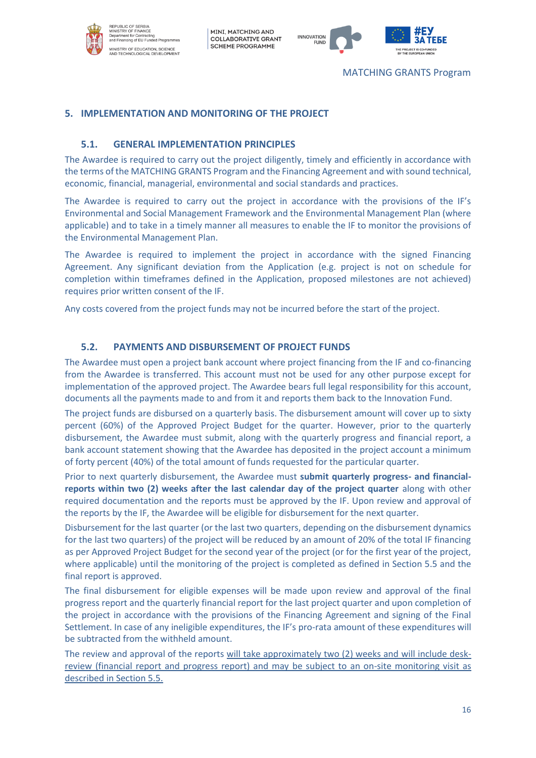## 5. IMPLEMENTATION AND MONITORING OF THE PROJECT

### 5.1. GENERAL IMPLEMENTATION PRINCIPLES

The Awardee is required to carry out the project diligently, timely and efficiently in accordance with the terms of the MATCHING GRANTS Program and the Financing Agreement and with sound technical, economic, financial, managerial, environmental and social standards and practices.

The Awardee is required to carry out the project in accordance with the provisions of the IF's Environmental and Social Management Framework and the Environmental Management Plan (where applicable) and to take in a timely manner all measures to enable the IF to monitor the provisions of the Environmental Management Plan.

The Awardee is required to implement the project in accordance with the signed Financing Agreement. Any significant deviation from the Application (e.g. project is not on schedule for completion within timeframes defined in the Application, proposed milestones are not achieved) requires prior written consent of the IF.

Any costs covered from the project funds may not be incurred before the start of the project.

### 5.2. PAYMENTS AND DISBURSEMENT OF PROJECT FUNDS

The Awardee must open a project bank account where project financing from the IF and co-financing from the Awardee is transferred. This account must not be used for any other purpose except for implementation of the approved project. The Awardee bears full legal responsibility for this account, documents all the payments made to and from it and reports them back to the Innovation Fund.

The project funds are disbursed on a quarterly basis. The disbursement amount will cover up to sixty percent (60%) of the Approved Project Budget for the quarter. However, prior to the quarterly disbursement, the Awardee must submit, along with the quarterly progress and financial report, a bank account statement showing that the Awardee has deposited in the project account a minimum of forty percent (40%) of the total amount of funds requested for the particular quarter.

Prior to next quarterly disbursement, the Awardee must **submit quarterly progress- and financial-reports within two (2) weeks after the last calendar day of the project quarter** along with other required documentation and the reports must be approved by the IF. Upon review and approval of the reports by the IF, the Awardee will be eligible for disbursement for the next quarter.

Disbursement for the last quarter (or the last two quarters, depending on the disbursement dynamics for the last two quarters) of the project will be reduced by an amount of 20% of the total IF financing as per Approved Project Budget for the second year of the project (or for the first year of the project, where applicable) until the monitoring of the project is completed as defined in Section 5.5 and the final report is approved.

The final disbursement for eligible expenses will be made upon review and approval of the final progress report and the quarterly financial report for the last project quarter and upon completion of the project in accordance with the provisions of the Financing Agreement and signing of the Final Settlement. In case of any ineligible expenditures, the IF's pro-rata amount of these expenditures will be subtracted from the withheld amount.

The review and approval of the reports will take approximately two (2) weeks and will include desk-review (financial report and progress report) and may be subject to an on-site monitoring visit as described in Section 5.5.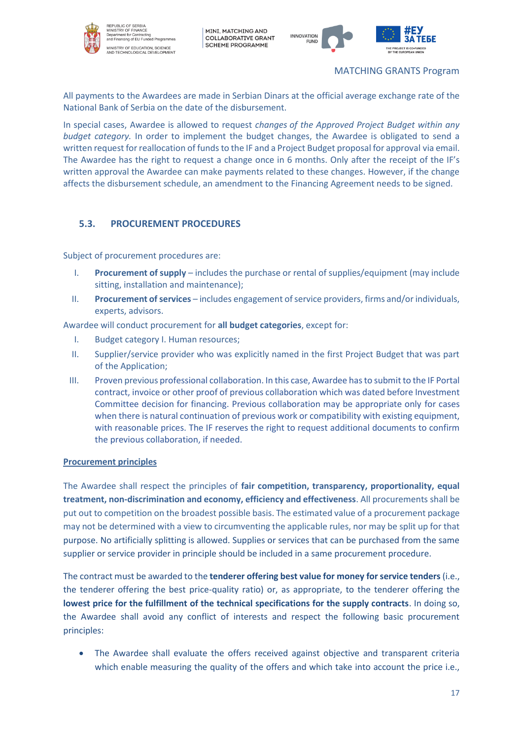All payments to the Awardees are made in Serbian Dinars at the official average exchange rate of the National Bank of Serbia on the date of the disbursement.

In special cases, Awardee is allowed to request *changes of the Approved Project Budget within any budget category.* In order to implement the budget changes, the Awardee is obligated to send a written request for reallocation of funds to the IF and a Project Budget proposal for approval via email. The Awardee has the right to request a change once in 6 months. Only after the receipt of the IF's written approval the Awardee can make payments related to these changes. However, if the change affects the disbursement schedule, an amendment to the Financing Agreement needs to be signed.

### 5.3. PROCUREMENT PROCEDURES

Subject of procurement procedures are:

I. **Procurement of supply** – includes the purchase or rental of supplies/equipment (may include sitting, installation and maintenance);

II. **Procurement of services** – includes engagement of service providers, firms and/or individuals, experts, advisors.

Awardee will conduct procurement for **all budget categories**, except for:

I. Budget category I. Human resources;

II. Supplier/service provider who was explicitly named in the first Project Budget that was part of the Application;

III. Proven previous professional collaboration. In this case, Awardee has to submit to the IF Portal contract, invoice or other proof of previous collaboration which was dated before Investment Committee decision for financing. Previous collaboration may be appropriate only for cases when there is natural continuation of previous work or compatibility with existing equipment, with reasonable prices. The IF reserves the right to request additional documents to confirm the previous collaboration, if needed.

**Procurement principles**

The Awardee shall respect the principles of **fair competition, transparency, proportionality, equal treatment, non-discrimination and economy, efficiency and effectiveness**. All procurements shall be put out to competition on the broadest possible basis. The estimated value of a procurement package may not be determined with a view to circumventing the applicable rules, nor may be split up for that purpose. No artificially splitting is allowed. Supplies or services that can be purchased from the same supplier or service provider in principle should be included in a same procurement procedure.

The contract must be awarded to the **tenderer offering best value for money for service tenders** (i.e., the tenderer offering the best price-quality ratio) or, as appropriate, to the tenderer offering the **lowest price for the fulfillment of the technical specifications for the supply contracts**. In doing so, the Awardee shall avoid any conflict of interests and respect the following basic procurement principles:

- The Awardee shall evaluate the offers received against objective and transparent criteria which enable measuring the quality of the offers and which take into account the price i.e.,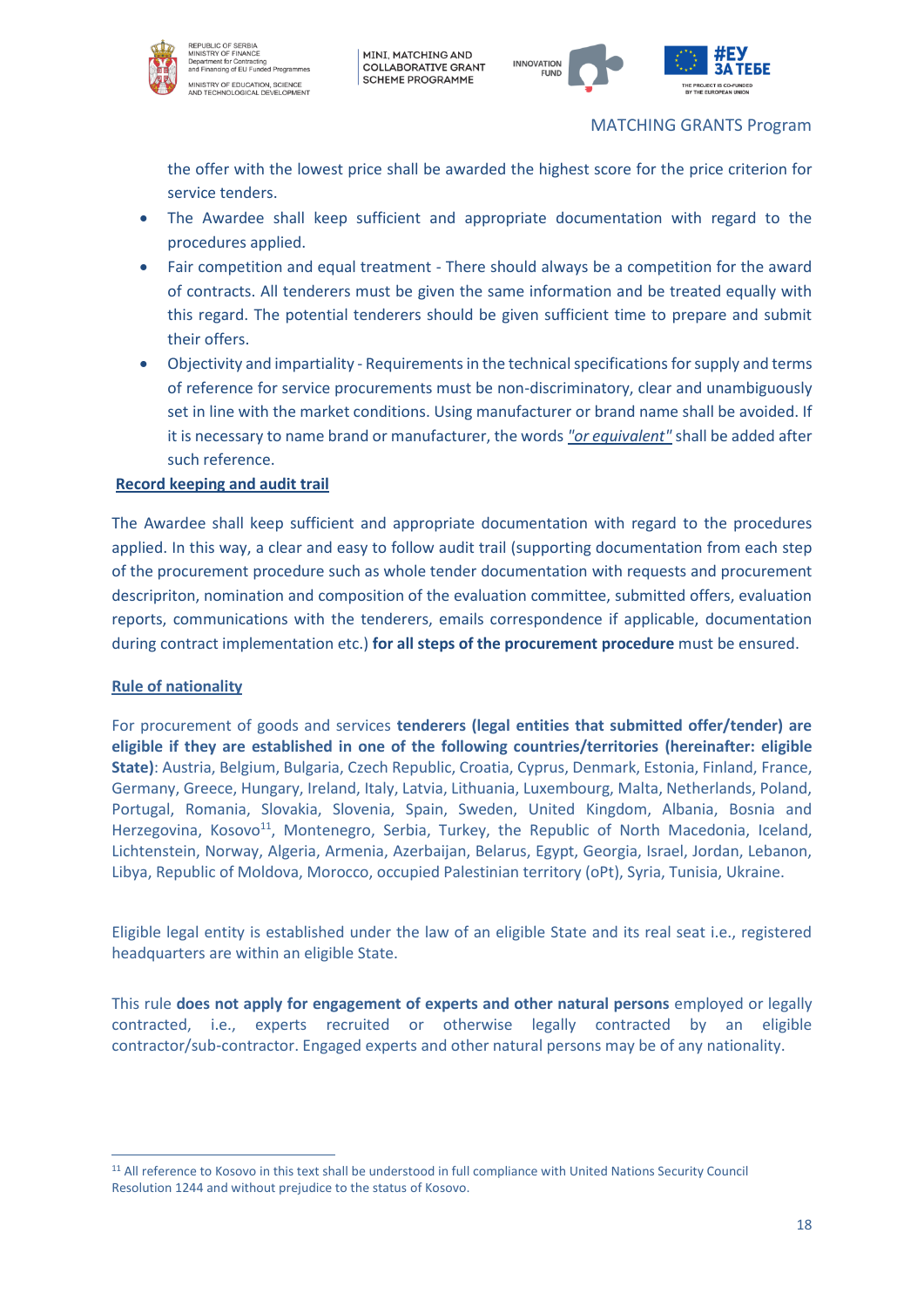the offer with the lowest price shall be awarded the highest score for the price criterion for service tenders.

- The Awardee shall keep sufficient and appropriate documentation with regard to the procedures applied.
- Fair competition and equal treatment - There should always be a competition for the award of contracts. All tenderers must be given the same information and be treated equally with this regard. The potential tenderers should be given sufficient time to prepare and submit their offers.
- Objectivity and impartiality - Requirements in the technical specifications for supply and terms of reference for service procurements must be non-discriminatory, clear and unambiguously set in line with the market conditions. Using manufacturer or brand name shall be avoided. If it is necessary to name brand or manufacturer, the words *"or equivalent"* shall be added after such reference.

**Record keeping and audit trail**

The Awardee shall keep sufficient and appropriate documentation with regard to the procedures applied. In this way, a clear and easy to follow audit trail (supporting documentation from each step of the procurement procedure such as whole tender documentation with requests and procurement descripriton, nomination and composition of the evaluation committee, submitted offers, evaluation reports, communications with the tenderers, emails correspondence if applicable, documentation during contract implementation etc.) **for all steps of the procurement procedure** must be ensured.

**Rule of nationality**

For procurement of goods and services **tenderers (legal entities that submitted offer/tender) are eligible if they are established in one of the following countries/territories (hereinafter: eligible State)**: Austria, Belgium, Bulgaria, Czech Republic, Croatia, Cyprus, Denmark, Estonia, Finland, France, Germany, Greece, Hungary, Ireland, Italy, Latvia, Lithuania, Luxembourg, Malta, Netherlands, Poland, Portugal, Romania, Slovakia, Slovenia, Spain, Sweden, United Kingdom, Albania, Bosnia and Herzegovina, Kosovo[11], Montenegro, Serbia, Turkey, the Republic of North Macedonia, Iceland, Lichtenstein, Norway, Algeria, Armenia, Azerbaijan, Belarus, Egypt, Georgia, Israel, Jordan, Lebanon, Libya, Republic of Moldova, Morocco, occupied Palestinian territory (oPt), Syria, Tunisia, Ukraine.

Eligible legal entity is established under the law of an eligible State and its real seat i.e., registered headquarters are within an eligible State.

This rule **does not apply for engagement of experts and other natural persons** employed or legally contracted, i.e., experts recruited or otherwise legally contracted by an eligible contractor/sub-contractor. Engaged experts and other natural persons may be of any nationality.

[11] All reference to Kosovo in this text shall be understood in full compliance with United Nations Security Council Resolution 1244 and without prejudice to the status of Kosovo.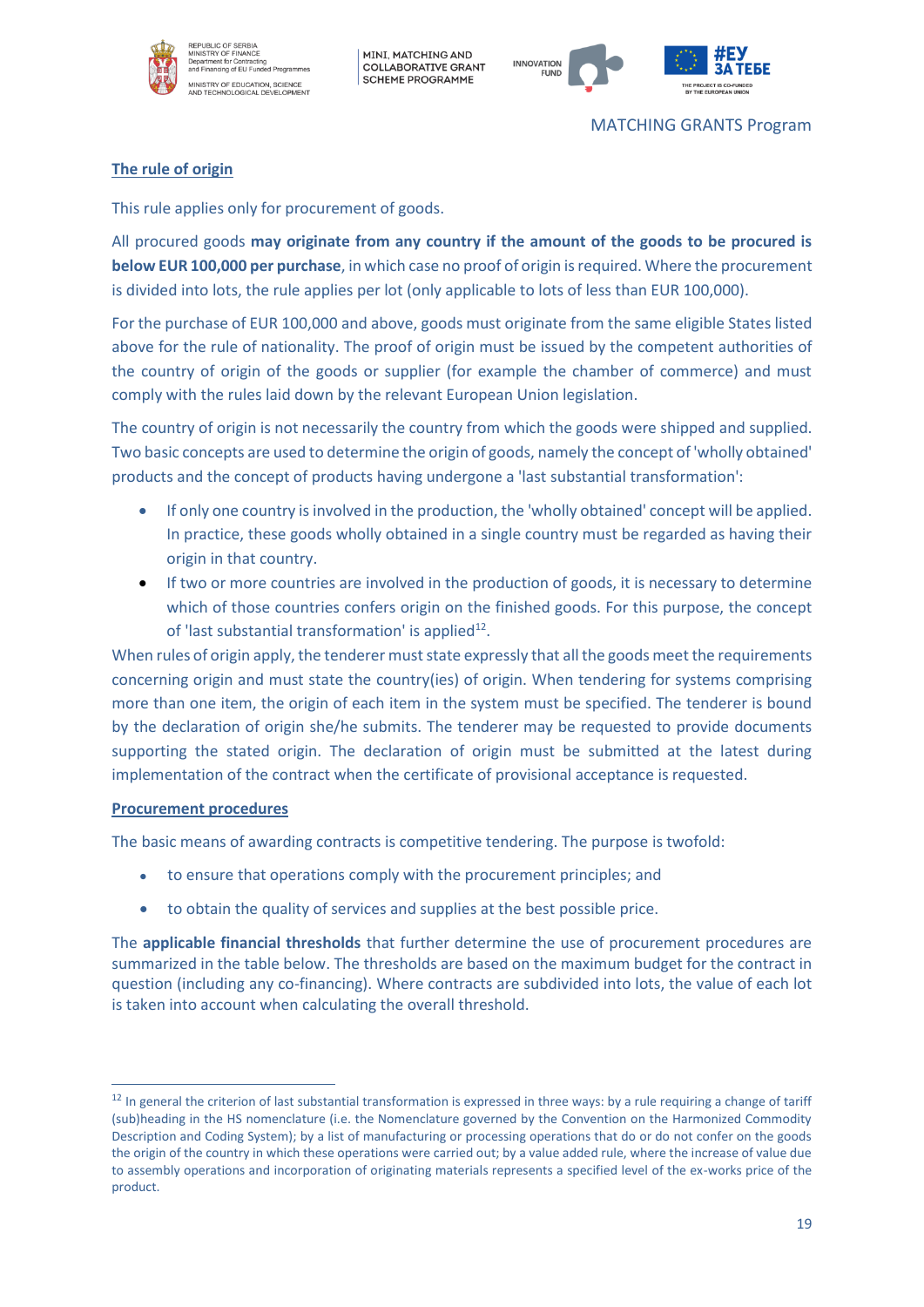**The rule of origin**

This rule applies only for procurement of goods.

All procured goods **may originate from any country if the amount of the goods to be procured is below EUR 100,000 per purchase**, in which case no proof of origin is required. Where the procurement is divided into lots, the rule applies per lot (only applicable to lots of less than EUR 100,000).

For the purchase of EUR 100,000 and above, goods must originate from the same eligible States listed above for the rule of nationality. The proof of origin must be issued by the competent authorities of the country of origin of the goods or supplier (for example the chamber of commerce) and must comply with the rules laid down by the relevant European Union legislation.

The country of origin is not necessarily the country from which the goods were shipped and supplied. Two basic concepts are used to determine the origin of goods, namely the concept of 'wholly obtained' products and the concept of products having undergone a 'last substantial transformation':

- If only one country is involved in the production, the 'wholly obtained' concept will be applied. In practice, these goods wholly obtained in a single country must be regarded as having their origin in that country.
- If two or more countries are involved in the production of goods, it is necessary to determine which of those countries confers origin on the finished goods. For this purpose, the concept of 'last substantial transformation' is applied[12].

When rules of origin apply, the tenderer must state expressly that all the goods meet the requirements concerning origin and must state the country(ies) of origin. When tendering for systems comprising more than one item, the origin of each item in the system must be specified. The tenderer is bound by the declaration of origin she/he submits. The tenderer may be requested to provide documents supporting the stated origin. The declaration of origin must be submitted at the latest during implementation of the contract when the certificate of provisional acceptance is requested.

**Procurement procedures**

The basic means of awarding contracts is competitive tendering. The purpose is twofold:

- to ensure that operations comply with the procurement principles; and
- to obtain the quality of services and supplies at the best possible price.

The **applicable financial thresholds** that further determine the use of procurement procedures are summarized in the table below. The thresholds are based on the maximum budget for the contract in question (including any co-financing). Where contracts are subdivided into lots, the value of each lot is taken into account when calculating the overall threshold.

---

[12] In general the criterion of last substantial transformation is expressed in three ways: by a rule requiring a change of tariff (sub)heading in the HS nomenclature (i.e. the Nomenclature governed by the Convention on the Harmonized Commodity Description and Coding System); by a list of manufacturing or processing operations that do or do not confer on the goods the origin of the country in which these operations were carried out; by a value added rule, where the increase of value due to assembly operations and incorporation of originating materials represents a specified level of the ex-works price of the product.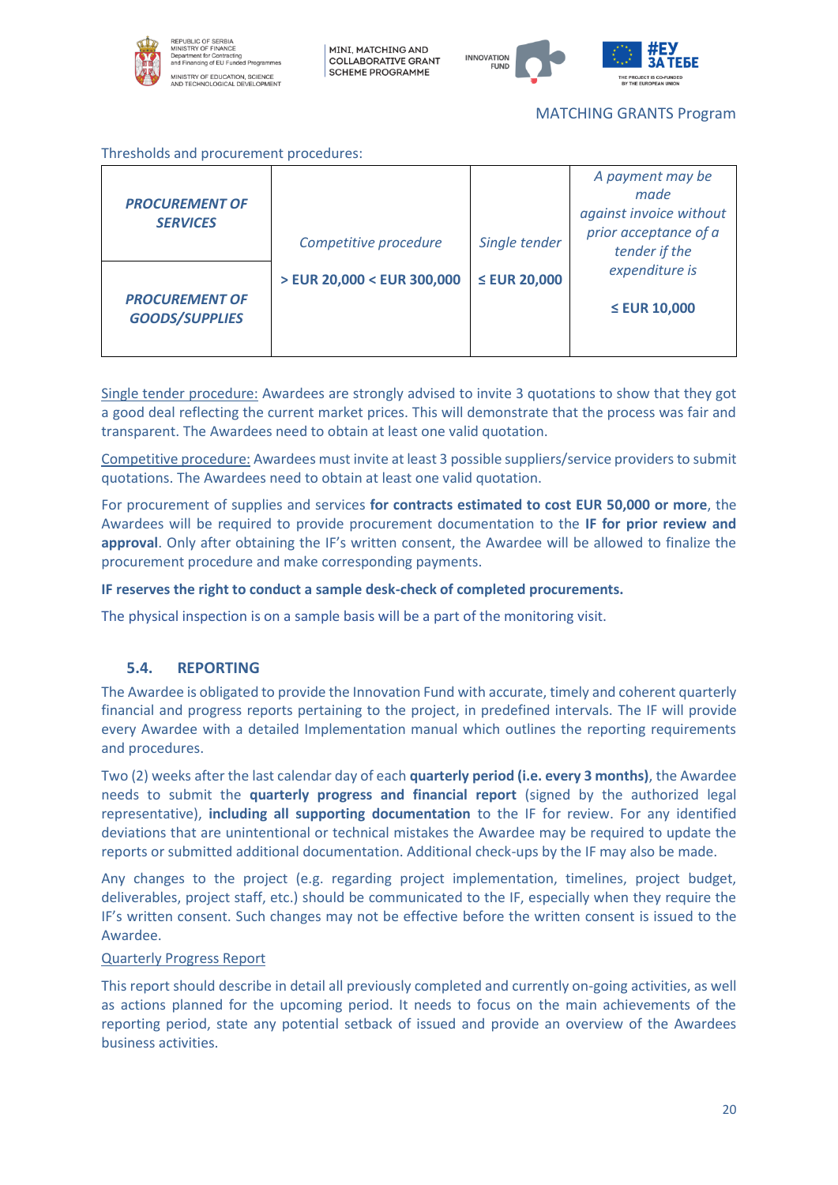Thresholds and procurement procedures:

| | | | |
|---|---|---|---|
| ***PROCUREMENT OF SERVICES*** | *Competitive procedure* | *Single tender* | *A payment may be made against invoice without prior acceptance of a tender if the expenditure is* |
| ***PROCUREMENT OF GOODS/SUPPLIES*** | **> EUR 20,000 < EUR 300,000** | **≤ EUR 20,000** | **≤ EUR 10,000** |

Single tender procedure: Awardees are strongly advised to invite 3 quotations to show that they got a good deal reflecting the current market prices. This will demonstrate that the process was fair and transparent. The Awardees need to obtain at least one valid quotation.

Competitive procedure: Awardees must invite at least 3 possible suppliers/service providers to submit quotations. The Awardees need to obtain at least one valid quotation.

For procurement of supplies and services **for contracts estimated to cost EUR 50,000 or more**, the Awardees will be required to provide procurement documentation to the **IF for prior review and approval**. Only after obtaining the IF's written consent, the Awardee will be allowed to finalize the procurement procedure and make corresponding payments.

**IF reserves the right to conduct a sample desk-check of completed procurements.**

The physical inspection is on a sample basis will be a part of the monitoring visit.

## 5.4. REPORTING

The Awardee is obligated to provide the Innovation Fund with accurate, timely and coherent quarterly financial and progress reports pertaining to the project, in predefined intervals. The IF will provide every Awardee with a detailed Implementation manual which outlines the reporting requirements and procedures.

Two (2) weeks after the last calendar day of each **quarterly period (i.e. every 3 months)**, the Awardee needs to submit the **quarterly progress and financial report** (signed by the authorized legal representative), **including all supporting documentation** to the IF for review. For any identified deviations that are unintentional or technical mistakes the Awardee may be required to update the reports or submitted additional documentation. Additional check-ups by the IF may also be made.

Any changes to the project (e.g. regarding project implementation, timelines, project budget, deliverables, project staff, etc.) should be communicated to the IF, especially when they require the IF's written consent. Such changes may not be effective before the written consent is issued to the Awardee.

Quarterly Progress Report

This report should describe in detail all previously completed and currently on-going activities, as well as actions planned for the upcoming period. It needs to focus on the main achievements of the reporting period, state any potential setback of issued and provide an overview of the Awardees business activities.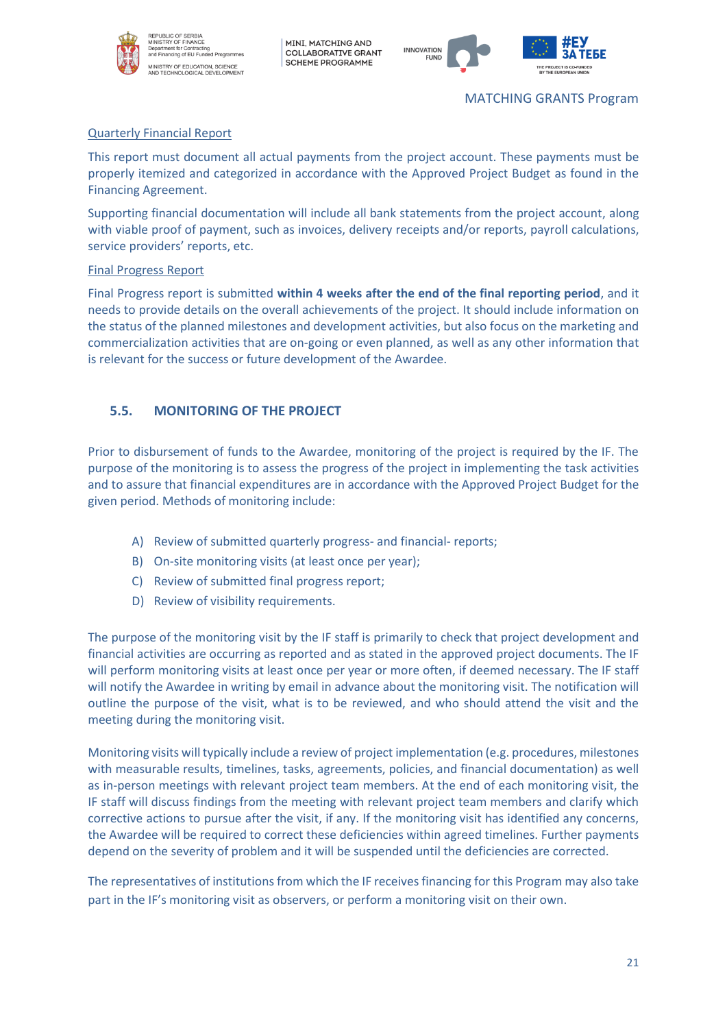Quarterly Financial Report

This report must document all actual payments from the project account. These payments must be properly itemized and categorized in accordance with the Approved Project Budget as found in the Financing Agreement.

Supporting financial documentation will include all bank statements from the project account, along with viable proof of payment, such as invoices, delivery receipts and/or reports, payroll calculations, service providers' reports, etc.

Final Progress Report

Final Progress report is submitted **within 4 weeks after the end of the final reporting period**, and it needs to provide details on the overall achievements of the project. It should include information on the status of the planned milestones and development activities, but also focus on the marketing and commercialization activities that are on-going or even planned, as well as any other information that is relevant for the success or future development of the Awardee.

## 5.5. MONITORING OF THE PROJECT

Prior to disbursement of funds to the Awardee, monitoring of the project is required by the IF. The purpose of the monitoring is to assess the progress of the project in implementing the task activities and to assure that financial expenditures are in accordance with the Approved Project Budget for the given period. Methods of monitoring include:

A) Review of submitted quarterly progress- and financial- reports;
B) On-site monitoring visits (at least once per year);
C) Review of submitted final progress report;
D) Review of visibility requirements.

The purpose of the monitoring visit by the IF staff is primarily to check that project development and financial activities are occurring as reported and as stated in the approved project documents. The IF will perform monitoring visits at least once per year or more often, if deemed necessary. The IF staff will notify the Awardee in writing by email in advance about the monitoring visit. The notification will outline the purpose of the visit, what is to be reviewed, and who should attend the visit and the meeting during the monitoring visit.

Monitoring visits will typically include a review of project implementation (e.g. procedures, milestones with measurable results, timelines, tasks, agreements, policies, and financial documentation) as well as in-person meetings with relevant project team members. At the end of each monitoring visit, the IF staff will discuss findings from the meeting with relevant project team members and clarify which corrective actions to pursue after the visit, if any. If the monitoring visit has identified any concerns, the Awardee will be required to correct these deficiencies within agreed timelines. Further payments depend on the severity of problem and it will be suspended until the deficiencies are corrected.

The representatives of institutions from which the IF receives financing for this Program may also take part in the IF's monitoring visit as observers, or perform a monitoring visit on their own.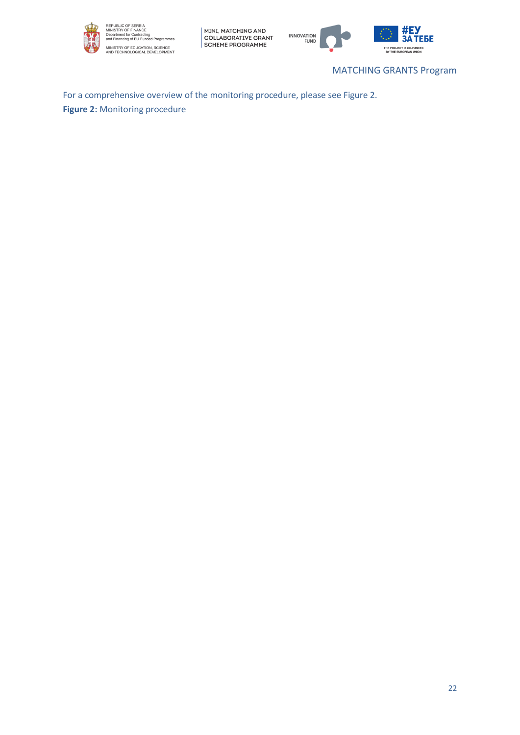For a comprehensive overview of the monitoring procedure, please see Figure 2.

**Figure 2:** Monitoring procedure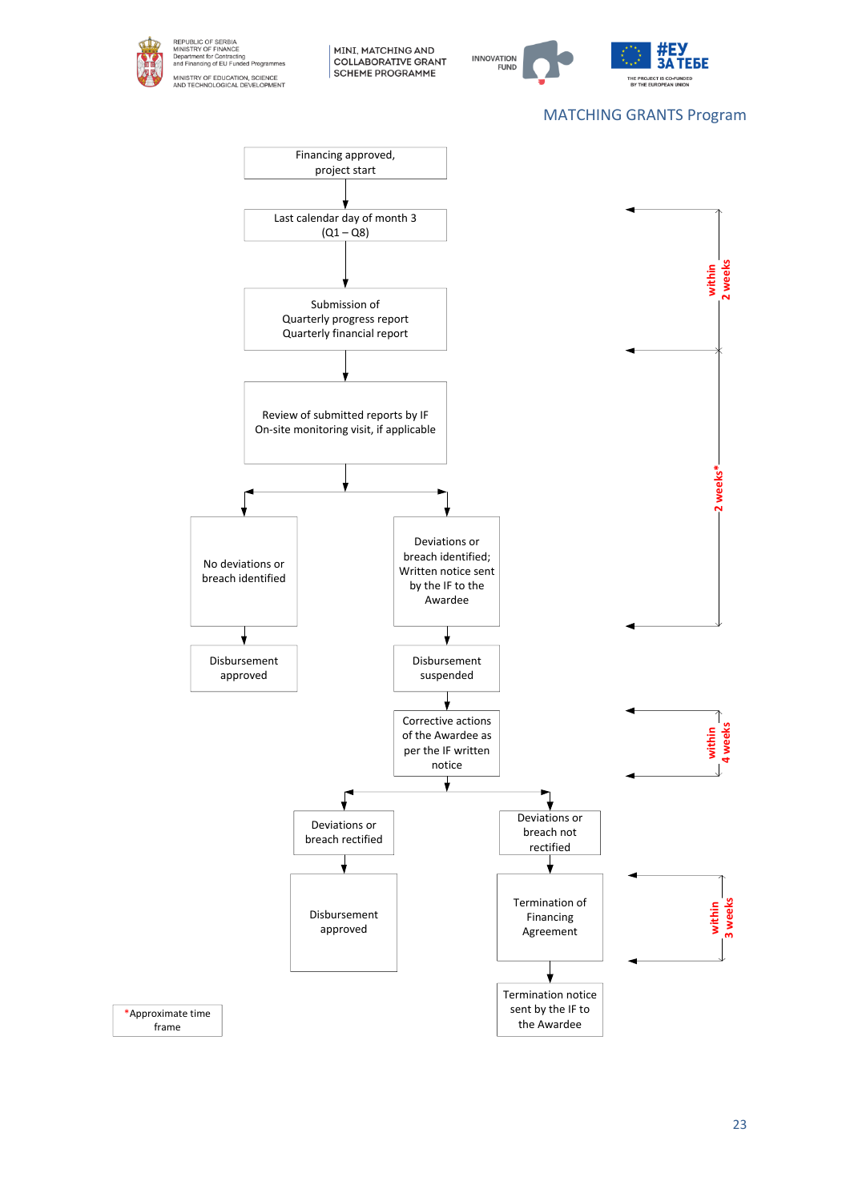MATCHING GRANTS Program

Financing approved, project start

↓

Last calendar day of month 3 (Q1 – Q8)

↓ *(within 2 weeks)*

Submission of Quarterly progress report Quarterly financial report

↓

Review of submitted reports by IF
On-site monitoring visit, if applicable

↓ *(2 weeks*)*

- No deviations or breach identified
  - ↓ Disbursement approved
- Deviations or breach identified; Written notice sent by the IF to the Awardee
  - ↓ Disbursement suspended
  - ↓ Corrective actions of the Awardee as per the IF written notice *(within 4 weeks)*
    - Deviations or breach rectified
      - ↓ Disbursement approved
    - Deviations or breach not rectified
      - ↓ Termination of Financing Agreement *(within 3 weeks)*
      - ↓ Termination notice sent by the IF to the Awardee

*Approximate time frame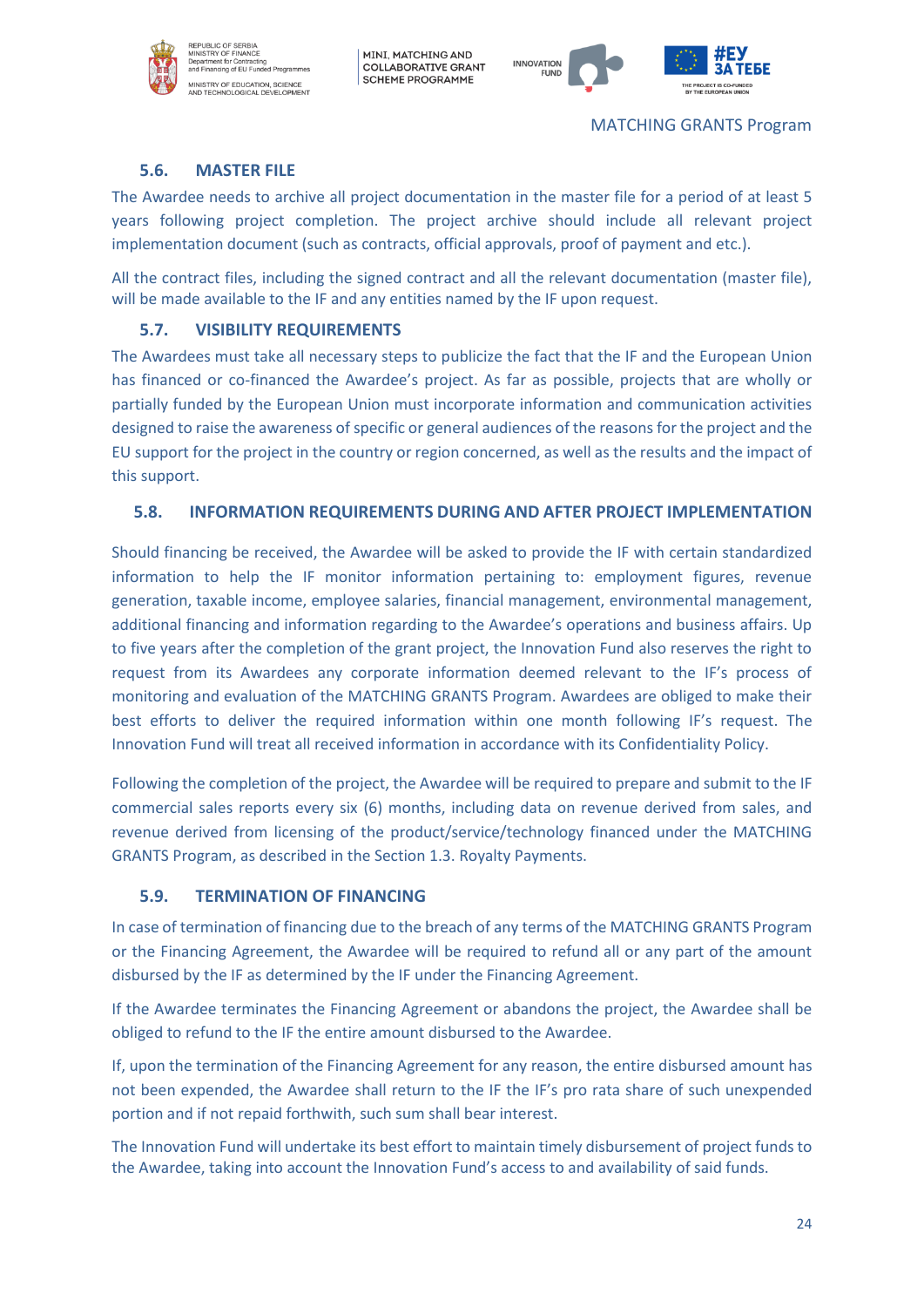### 5.6. MASTER FILE

The Awardee needs to archive all project documentation in the master file for a period of at least 5 years following project completion. The project archive should include all relevant project implementation document (such as contracts, official approvals, proof of payment and etc.).

All the contract files, including the signed contract and all the relevant documentation (master file), will be made available to the IF and any entities named by the IF upon request.

### 5.7. VISIBILITY REQUIREMENTS

The Awardees must take all necessary steps to publicize the fact that the IF and the European Union has financed or co-financed the Awardee's project. As far as possible, projects that are wholly or partially funded by the European Union must incorporate information and communication activities designed to raise the awareness of specific or general audiences of the reasons for the project and the EU support for the project in the country or region concerned, as well as the results and the impact of this support.

### 5.8. INFORMATION REQUIREMENTS DURING AND AFTER PROJECT IMPLEMENTATION

Should financing be received, the Awardee will be asked to provide the IF with certain standardized information to help the IF monitor information pertaining to: employment figures, revenue generation, taxable income, employee salaries, financial management, environmental management, additional financing and information regarding to the Awardee's operations and business affairs. Up to five years after the completion of the grant project, the Innovation Fund also reserves the right to request from its Awardees any corporate information deemed relevant to the IF's process of monitoring and evaluation of the MATCHING GRANTS Program. Awardees are obliged to make their best efforts to deliver the required information within one month following IF's request. The Innovation Fund will treat all received information in accordance with its Confidentiality Policy.

Following the completion of the project, the Awardee will be required to prepare and submit to the IF commercial sales reports every six (6) months, including data on revenue derived from sales, and revenue derived from licensing of the product/service/technology financed under the MATCHING GRANTS Program, as described in the Section 1.3. Royalty Payments.

### 5.9. TERMINATION OF FINANCING

In case of termination of financing due to the breach of any terms of the MATCHING GRANTS Program or the Financing Agreement, the Awardee will be required to refund all or any part of the amount disbursed by the IF as determined by the IF under the Financing Agreement.

If the Awardee terminates the Financing Agreement or abandons the project, the Awardee shall be obliged to refund to the IF the entire amount disbursed to the Awardee.

If, upon the termination of the Financing Agreement for any reason, the entire disbursed amount has not been expended, the Awardee shall return to the IF the IF's pro rata share of such unexpended portion and if not repaid forthwith, such sum shall bear interest.

The Innovation Fund will undertake its best effort to maintain timely disbursement of project funds to the Awardee, taking into account the Innovation Fund's access to and availability of said funds.